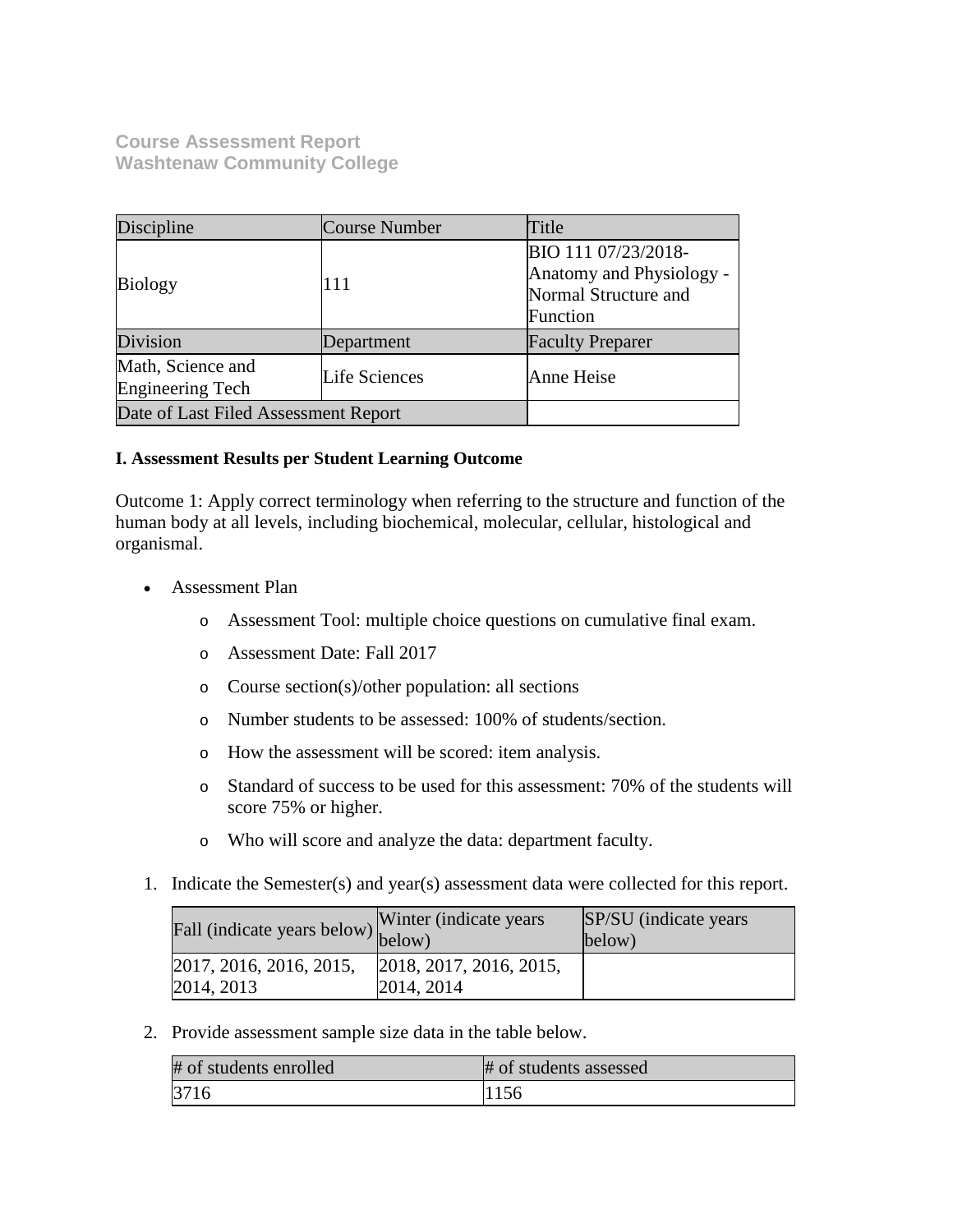**Course Assessment Report**
**Washtenaw Community College**

| Discipline | Course Number | Title |
| --- | --- | --- |
| Biology | 111 | BIO 111 07/23/2018- Anatomy and Physiology - Normal Structure and Function |
| Division | Department | Faculty Preparer |
| Math, Science and Engineering Tech | Life Sciences | Anne Heise |
| Date of Last Filed Assessment Report | | |

**I. Assessment Results per Student Learning Outcome**

Outcome 1: Apply correct terminology when referring to the structure and function of the human body at all levels, including biochemical, molecular, cellular, histological and organismal.

- Assessment Plan
    - Assessment Tool: multiple choice questions on cumulative final exam.
    - Assessment Date: Fall 2017
    - Course section(s)/other population: all sections
    - Number students to be assessed: 100% of students/section.
    - How the assessment will be scored: item analysis.
    - Standard of success to be used for this assessment: 70% of the students will score 75% or higher.
    - Who will score and analyze the data: department faculty.

1. Indicate the Semester(s) and year(s) assessment data were collected for this report.

| Fall (indicate years below) | Winter (indicate years below) | SP/SU (indicate years below) |
| --- | --- | --- |
| 2017, 2016, 2016, 2015, 2014, 2013 | 2018, 2017, 2016, 2015, 2014, 2014 | |

2. Provide assessment sample size data in the table below.

| # of students enrolled | # of students assessed |
| --- | --- |
| 3716 | 1156 |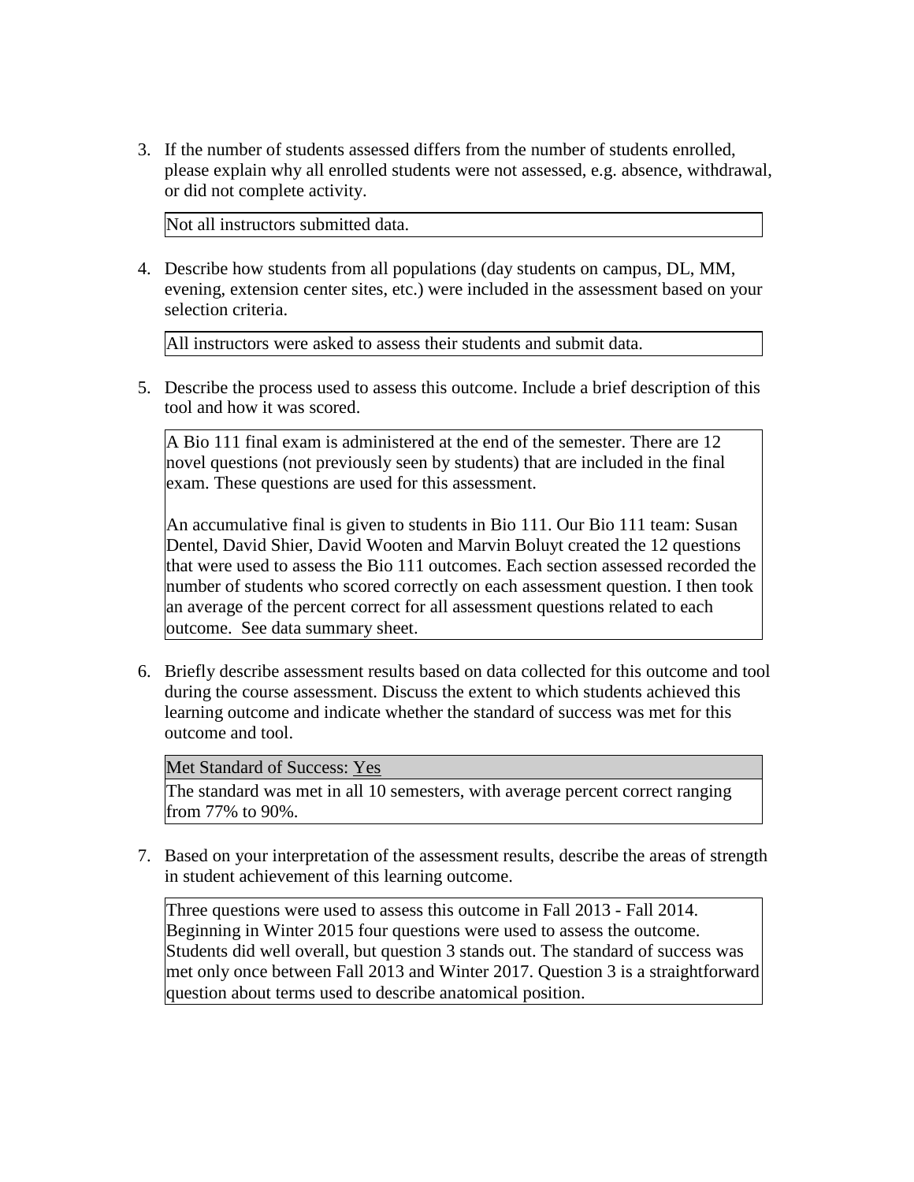3. If the number of students assessed differs from the number of students enrolled, please explain why all enrolled students were not assessed, e.g. absence, withdrawal, or did not complete activity.

   Not all instructors submitted data.

4. Describe how students from all populations (day students on campus, DL, MM, evening, extension center sites, etc.) were included in the assessment based on your selection criteria.

   All instructors were asked to assess their students and submit data.

5. Describe the process used to assess this outcome. Include a brief description of this tool and how it was scored.

   A Bio 111 final exam is administered at the end of the semester. There are 12 novel questions (not previously seen by students) that are included in the final exam. These questions are used for this assessment.

   An accumulative final is given to students in Bio 111. Our Bio 111 team: Susan Dentel, David Shier, David Wooten and Marvin Boluyt created the 12 questions that were used to assess the Bio 111 outcomes. Each section assessed recorded the number of students who scored correctly on each assessment question. I then took an average of the percent correct for all assessment questions related to each outcome. See data summary sheet.

6. Briefly describe assessment results based on data collected for this outcome and tool during the course assessment. Discuss the extent to which students achieved this learning outcome and indicate whether the standard of success was met for this outcome and tool.

   Met Standard of Success: Yes

   The standard was met in all 10 semesters, with average percent correct ranging from 77% to 90%.

7. Based on your interpretation of the assessment results, describe the areas of strength in student achievement of this learning outcome.

   Three questions were used to assess this outcome in Fall 2013 - Fall 2014. Beginning in Winter 2015 four questions were used to assess the outcome. Students did well overall, but question 3 stands out. The standard of success was met only once between Fall 2013 and Winter 2017. Question 3 is a straightforward question about terms used to describe anatomical position.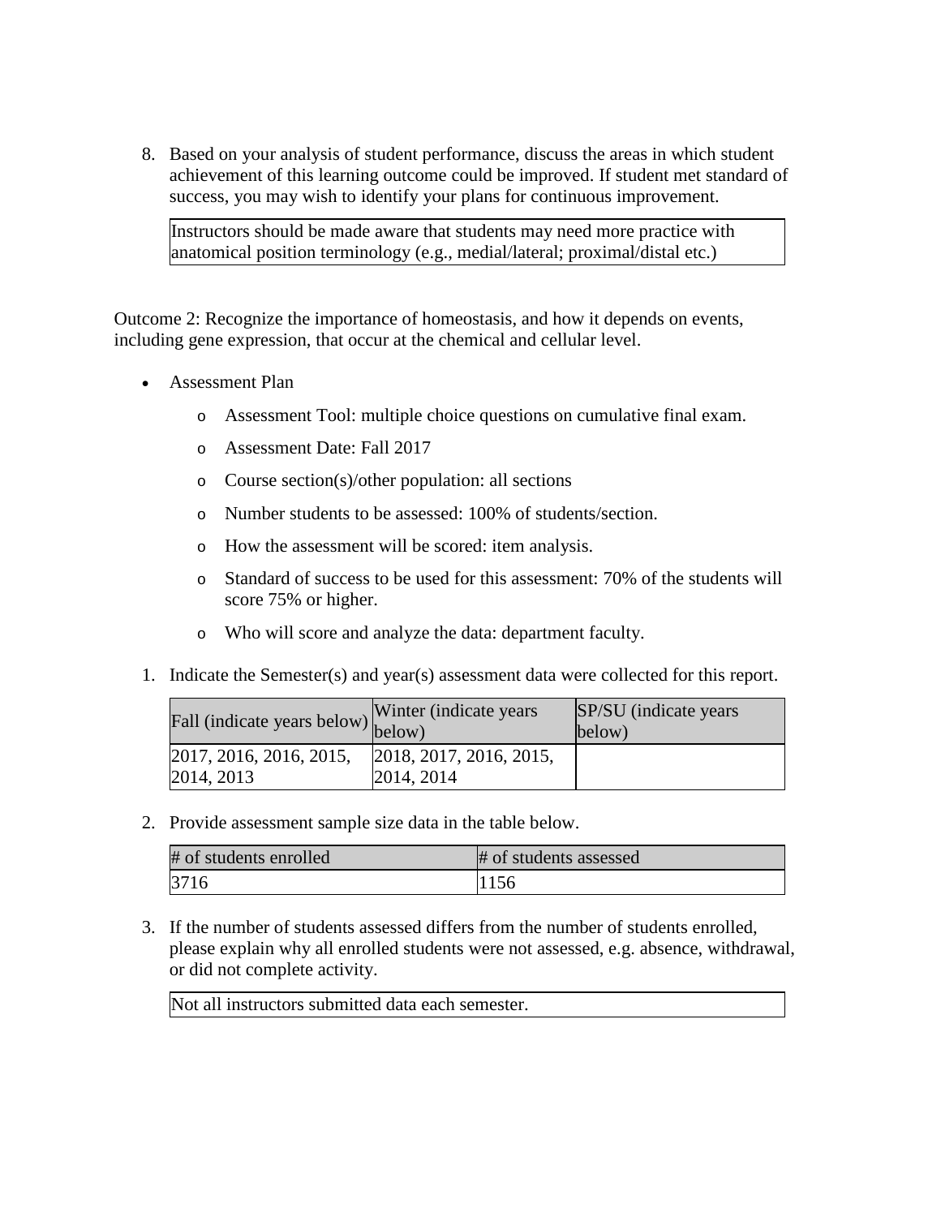8. Based on your analysis of student performance, discuss the areas in which student achievement of this learning outcome could be improved. If student met standard of success, you may wish to identify your plans for continuous improvement.

| Instructors should be made aware that students may need more practice with anatomical position terminology (e.g., medial/lateral; proximal/distal etc.) |
|---|

Outcome 2: Recognize the importance of homeostasis, and how it depends on events, including gene expression, that occur at the chemical and cellular level.

- Assessment Plan
  - Assessment Tool: multiple choice questions on cumulative final exam.
  - Assessment Date: Fall 2017
  - Course section(s)/other population: all sections
  - Number students to be assessed: 100% of students/section.
  - How the assessment will be scored: item analysis.
  - Standard of success to be used for this assessment: 70% of the students will score 75% or higher.
  - Who will score and analyze the data: department faculty.

1. Indicate the Semester(s) and year(s) assessment data were collected for this report.

| Fall (indicate years below) | Winter (indicate years below) | SP/SU (indicate years below) |
|---|---|---|
| 2017, 2016, 2016, 2015, 2014, 2013 | 2018, 2017, 2016, 2015, 2014, 2014 | |

2. Provide assessment sample size data in the table below.

| # of students enrolled | # of students assessed |
|---|---|
| 3716 | 1156 |

3. If the number of students assessed differs from the number of students enrolled, please explain why all enrolled students were not assessed, e.g. absence, withdrawal, or did not complete activity.

| Not all instructors submitted data each semester. |
|---|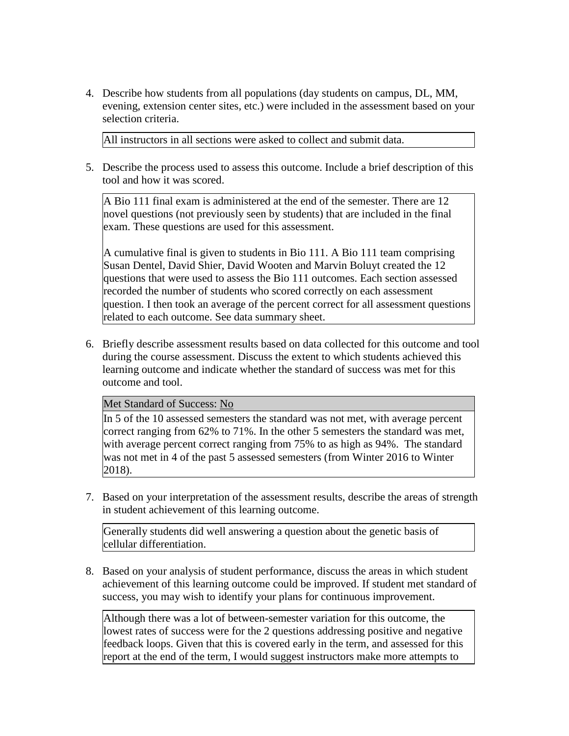4. Describe how students from all populations (day students on campus, DL, MM, evening, extension center sites, etc.) were included in the assessment based on your selection criteria.

   All instructors in all sections were asked to collect and submit data.

5. Describe the process used to assess this outcome. Include a brief description of this tool and how it was scored.

   A Bio 111 final exam is administered at the end of the semester. There are 12 novel questions (not previously seen by students) that are included in the final exam. These questions are used for this assessment.

   A cumulative final is given to students in Bio 111. A Bio 111 team comprising Susan Dentel, David Shier, David Wooten and Marvin Boluyt created the 12 questions that were used to assess the Bio 111 outcomes. Each section assessed recorded the number of students who scored correctly on each assessment question. I then took an average of the percent correct for all assessment questions related to each outcome. See data summary sheet.

6. Briefly describe assessment results based on data collected for this outcome and tool during the course assessment. Discuss the extent to which students achieved this learning outcome and indicate whether the standard of success was met for this outcome and tool.

   Met Standard of Success: No

   In 5 of the 10 assessed semesters the standard was not met, with average percent correct ranging from 62% to 71%. In the other 5 semesters the standard was met, with average percent correct ranging from 75% to as high as 94%. The standard was not met in 4 of the past 5 assessed semesters (from Winter 2016 to Winter 2018).

7. Based on your interpretation of the assessment results, describe the areas of strength in student achievement of this learning outcome.

   Generally students did well answering a question about the genetic basis of cellular differentiation.

8. Based on your analysis of student performance, discuss the areas in which student achievement of this learning outcome could be improved. If student met standard of success, you may wish to identify your plans for continuous improvement.

   Although there was a lot of between-semester variation for this outcome, the lowest rates of success were for the 2 questions addressing positive and negative feedback loops. Given that this is covered early in the term, and assessed for this report at the end of the term, I would suggest instructors make more attempts to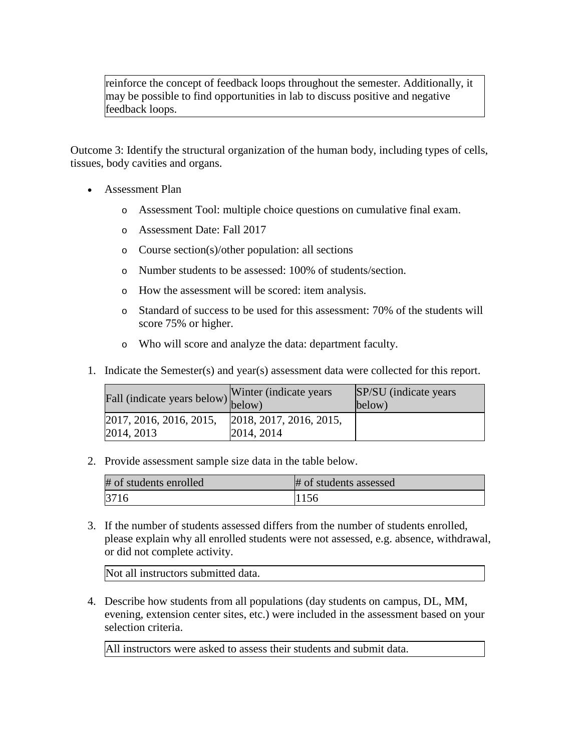reinforce the concept of feedback loops throughout the semester. Additionally, it may be possible to find opportunities in lab to discuss positive and negative feedback loops.

Outcome 3: Identify the structural organization of the human body, including types of cells, tissues, body cavities and organs.

- Assessment Plan
  - Assessment Tool: multiple choice questions on cumulative final exam.
  - Assessment Date: Fall 2017
  - Course section(s)/other population: all sections
  - Number students to be assessed: 100% of students/section.
  - How the assessment will be scored: item analysis.
  - Standard of success to be used for this assessment: 70% of the students will score 75% or higher.
  - Who will score and analyze the data: department faculty.

1. Indicate the Semester(s) and year(s) assessment data were collected for this report.

| Fall (indicate years below) | Winter (indicate years below) | SP/SU (indicate years below) |
|---|---|---|
| 2017, 2016, 2016, 2015, 2014, 2013 | 2018, 2017, 2016, 2015, 2014, 2014 | |

2. Provide assessment sample size data in the table below.

| # of students enrolled | # of students assessed |
|---|---|
| 3716 | 1156 |

3. If the number of students assessed differs from the number of students enrolled, please explain why all enrolled students were not assessed, e.g. absence, withdrawal, or did not complete activity.

| Not all instructors submitted data. |
|---|

4. Describe how students from all populations (day students on campus, DL, MM, evening, extension center sites, etc.) were included in the assessment based on your selection criteria.

| All instructors were asked to assess their students and submit data. |
|---|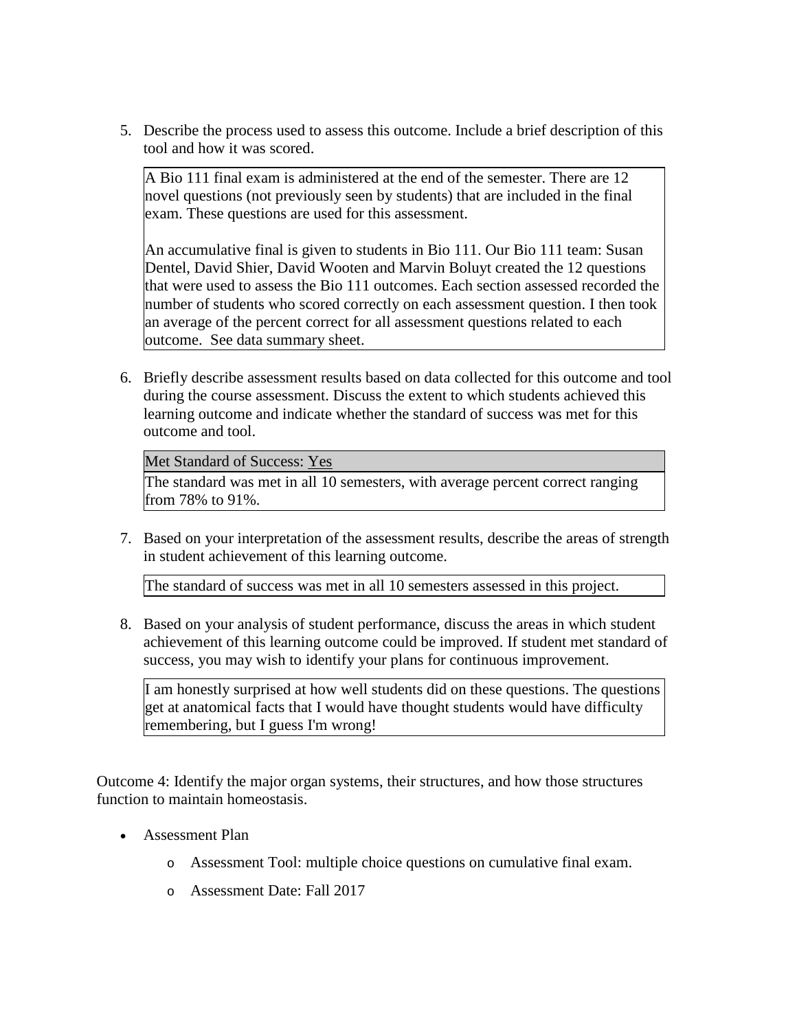5. Describe the process used to assess this outcome. Include a brief description of this tool and how it was scored.

   A Bio 111 final exam is administered at the end of the semester. There are 12 novel questions (not previously seen by students) that are included in the final exam. These questions are used for this assessment.

   An accumulative final is given to students in Bio 111. Our Bio 111 team: Susan Dentel, David Shier, David Wooten and Marvin Boluyt created the 12 questions that were used to assess the Bio 111 outcomes. Each section assessed recorded the number of students who scored correctly on each assessment question. I then took an average of the percent correct for all assessment questions related to each outcome. See data summary sheet.

6. Briefly describe assessment results based on data collected for this outcome and tool during the course assessment. Discuss the extent to which students achieved this learning outcome and indicate whether the standard of success was met for this outcome and tool.

   Met Standard of Success: Yes

   The standard was met in all 10 semesters, with average percent correct ranging from 78% to 91%.

7. Based on your interpretation of the assessment results, describe the areas of strength in student achievement of this learning outcome.

   The standard of success was met in all 10 semesters assessed in this project.

8. Based on your analysis of student performance, discuss the areas in which student achievement of this learning outcome could be improved. If student met standard of success, you may wish to identify your plans for continuous improvement.

   I am honestly surprised at how well students did on these questions. The questions get at anatomical facts that I would have thought students would have difficulty remembering, but I guess I'm wrong!

Outcome 4: Identify the major organ systems, their structures, and how those structures function to maintain homeostasis.

- Assessment Plan
  - Assessment Tool: multiple choice questions on cumulative final exam.
  - Assessment Date: Fall 2017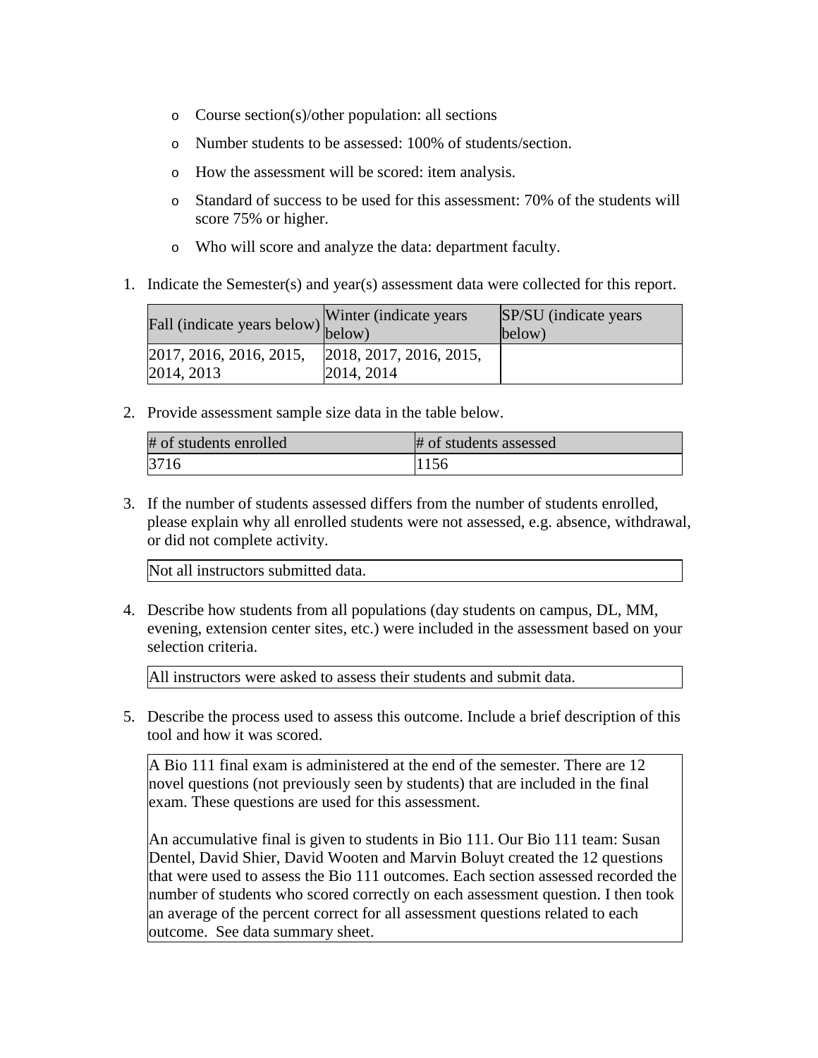- Course section(s)/other population: all sections
- Number students to be assessed: 100% of students/section.
- How the assessment will be scored: item analysis.
- Standard of success to be used for this assessment: 70% of the students will score 75% or higher.
- Who will score and analyze the data: department faculty.

1. Indicate the Semester(s) and year(s) assessment data were collected for this report.

| Fall (indicate years below) | Winter (indicate years below) | SP/SU (indicate years below) |
|---|---|---|
| 2017, 2016, 2016, 2015, 2014, 2013 | 2018, 2017, 2016, 2015, 2014, 2014 | |

2. Provide assessment sample size data in the table below.

| # of students enrolled | # of students assessed |
|---|---|
| 3716 | 1156 |

3. If the number of students assessed differs from the number of students enrolled, please explain why all enrolled students were not assessed, e.g. absence, withdrawal, or did not complete activity.

Not all instructors submitted data.

4. Describe how students from all populations (day students on campus, DL, MM, evening, extension center sites, etc.) were included in the assessment based on your selection criteria.

All instructors were asked to assess their students and submit data.

5. Describe the process used to assess this outcome. Include a brief description of this tool and how it was scored.

A Bio 111 final exam is administered at the end of the semester. There are 12 novel questions (not previously seen by students) that are included in the final exam. These questions are used for this assessment.

An accumulative final is given to students in Bio 111. Our Bio 111 team: Susan Dentel, David Shier, David Wooten and Marvin Boluyt created the 12 questions that were used to assess the Bio 111 outcomes. Each section assessed recorded the number of students who scored correctly on each assessment question. I then took an average of the percent correct for all assessment questions related to each outcome. See data summary sheet.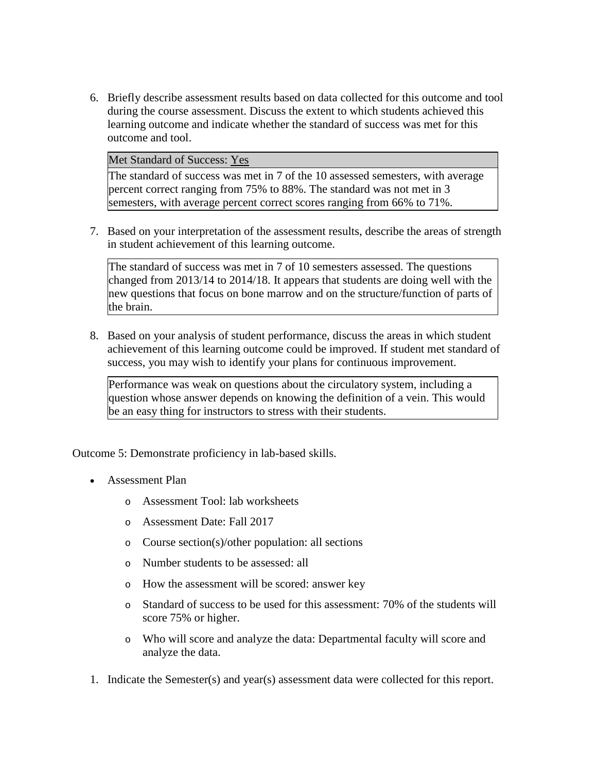6. Briefly describe assessment results based on data collected for this outcome and tool during the course assessment. Discuss the extent to which students achieved this learning outcome and indicate whether the standard of success was met for this outcome and tool.

| Met Standard of Success: Yes |
| --- |
| The standard of success was met in 7 of the 10 assessed semesters, with average percent correct ranging from 75% to 88%. The standard was not met in 3 semesters, with average percent correct scores ranging from 66% to 71%. |

7. Based on your interpretation of the assessment results, describe the areas of strength in student achievement of this learning outcome.

> The standard of success was met in 7 of 10 semesters assessed. The questions changed from 2013/14 to 2014/18. It appears that students are doing well with the new questions that focus on bone marrow and on the structure/function of parts of the brain.

8. Based on your analysis of student performance, discuss the areas in which student achievement of this learning outcome could be improved. If student met standard of success, you may wish to identify your plans for continuous improvement.

> Performance was weak on questions about the circulatory system, including a question whose answer depends on knowing the definition of a vein. This would be an easy thing for instructors to stress with their students.

Outcome 5: Demonstrate proficiency in lab-based skills.

- Assessment Plan
  - Assessment Tool: lab worksheets
  - Assessment Date: Fall 2017
  - Course section(s)/other population: all sections
  - Number students to be assessed: all
  - How the assessment will be scored: answer key
  - Standard of success to be used for this assessment: 70% of the students will score 75% or higher.
  - Who will score and analyze the data: Departmental faculty will score and analyze the data.

1. Indicate the Semester(s) and year(s) assessment data were collected for this report.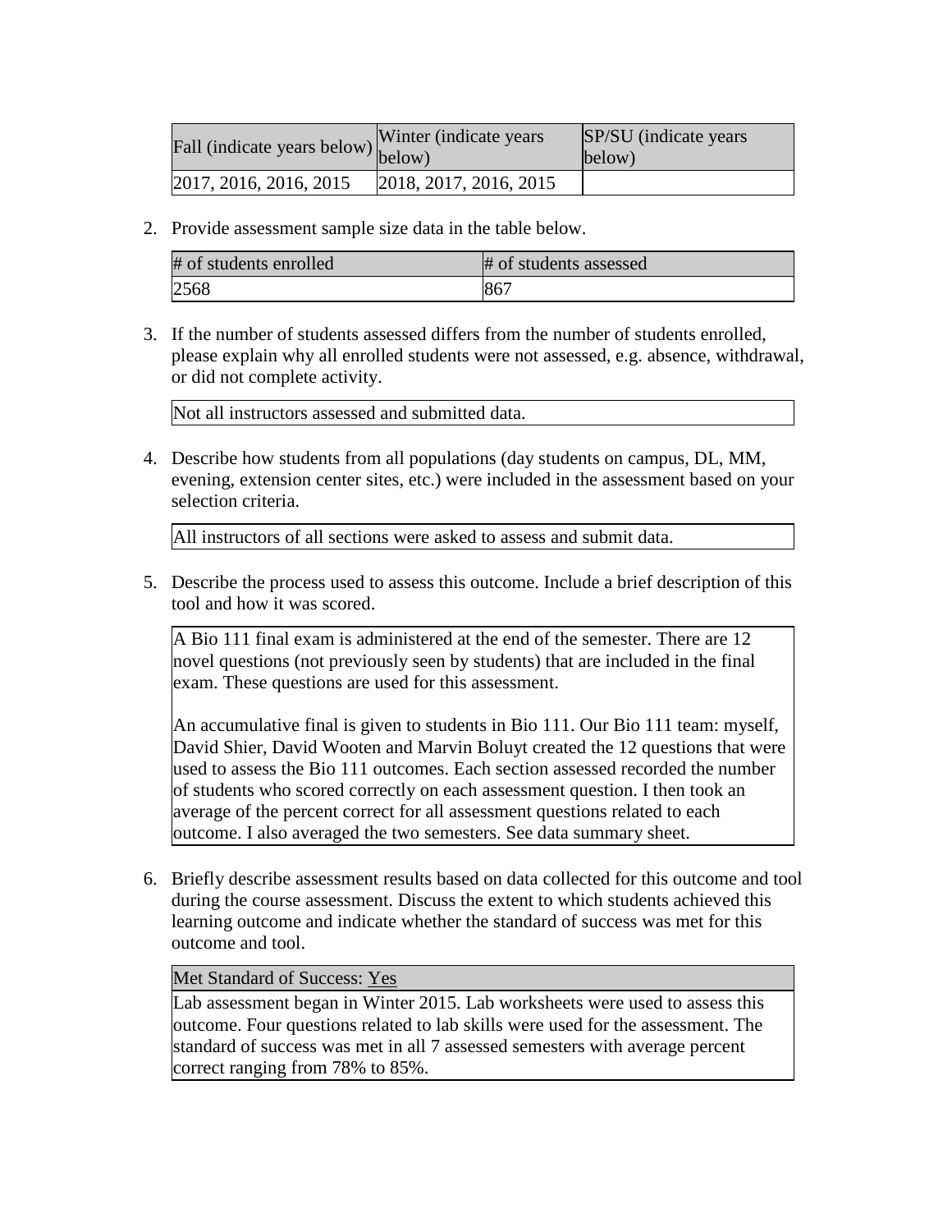| Fall (indicate years below) | Winter (indicate years below) | SP/SU (indicate years below) |
| --- | --- | --- |
| 2017, 2016, 2016, 2015 | 2018, 2017, 2016, 2015 | |

2. Provide assessment sample size data in the table below.

| # of students enrolled | # of students assessed |
| --- | --- |
| 2568 | 867 |

3. If the number of students assessed differs from the number of students enrolled, please explain why all enrolled students were not assessed, e.g. absence, withdrawal, or did not complete activity.

| Not all instructors assessed and submitted data. |
| --- |

4. Describe how students from all populations (day students on campus, DL, MM, evening, extension center sites, etc.) were included in the assessment based on your selection criteria.

| All instructors of all sections were asked to assess and submit data. |
| --- |

5. Describe the process used to assess this outcome. Include a brief description of this tool and how it was scored.

A Bio 111 final exam is administered at the end of the semester. There are 12 novel questions (not previously seen by students) that are included in the final exam. These questions are used for this assessment.

An accumulative final is given to students in Bio 111. Our Bio 111 team: myself, David Shier, David Wooten and Marvin Boluyt created the 12 questions that were used to assess the Bio 111 outcomes. Each section assessed recorded the number of students who scored correctly on each assessment question. I then took an average of the percent correct for all assessment questions related to each outcome. I also averaged the two semesters. See data summary sheet.

6. Briefly describe assessment results based on data collected for this outcome and tool during the course assessment. Discuss the extent to which students achieved this learning outcome and indicate whether the standard of success was met for this outcome and tool.

| Met Standard of Success: Yes |
| --- |
| Lab assessment began in Winter 2015. Lab worksheets were used to assess this outcome. Four questions related to lab skills were used for the assessment. The standard of success was met in all 7 assessed semesters with average percent correct ranging from 78% to 85%. |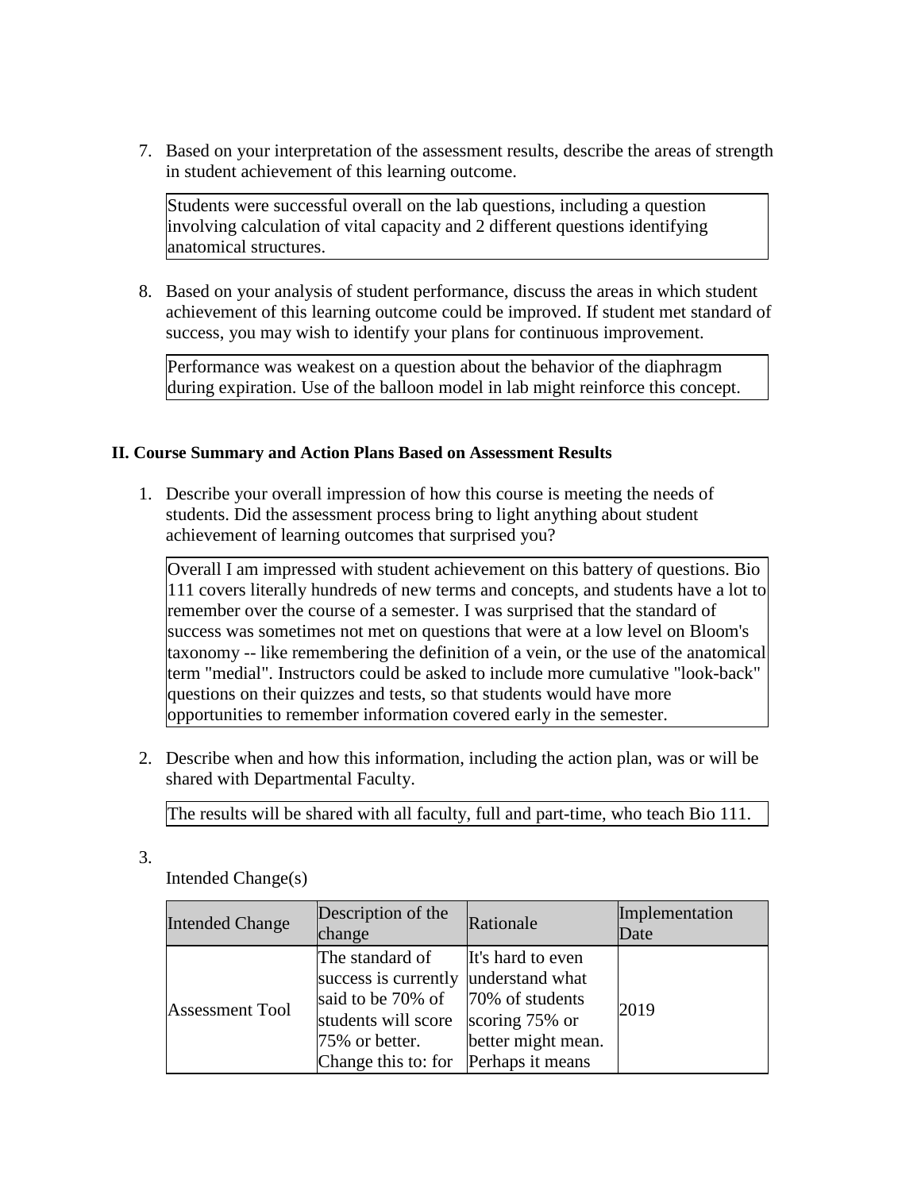7. Based on your interpretation of the assessment results, describe the areas of strength in student achievement of this learning outcome.

   Students were successful overall on the lab questions, including a question involving calculation of vital capacity and 2 different questions identifying anatomical structures.

8. Based on your analysis of student performance, discuss the areas in which student achievement of this learning outcome could be improved. If student met standard of success, you may wish to identify your plans for continuous improvement.

   Performance was weakest on a question about the behavior of the diaphragm during expiration. Use of the balloon model in lab might reinforce this concept.

### II. Course Summary and Action Plans Based on Assessment Results

1. Describe your overall impression of how this course is meeting the needs of students. Did the assessment process bring to light anything about student achievement of learning outcomes that surprised you?

   Overall I am impressed with student achievement on this battery of questions. Bio 111 covers literally hundreds of new terms and concepts, and students have a lot to remember over the course of a semester. I was surprised that the standard of success was sometimes not met on questions that were at a low level on Bloom's taxonomy -- like remembering the definition of a vein, or the use of the anatomical term "medial". Instructors could be asked to include more cumulative "look-back" questions on their quizzes and tests, so that students would have more opportunities to remember information covered early in the semester.

2. Describe when and how this information, including the action plan, was or will be shared with Departmental Faculty.

   The results will be shared with all faculty, full and part-time, who teach Bio 111.

3. Intended Change(s)

| Intended Change | Description of the change | Rationale | Implementation Date |
| --- | --- | --- | --- |
| Assessment Tool | The standard of success is currently said to be 70% of students will score 75% or better. Change this to: for | It's hard to even understand what 70% of students scoring 75% or better might mean. Perhaps it means | 2019 |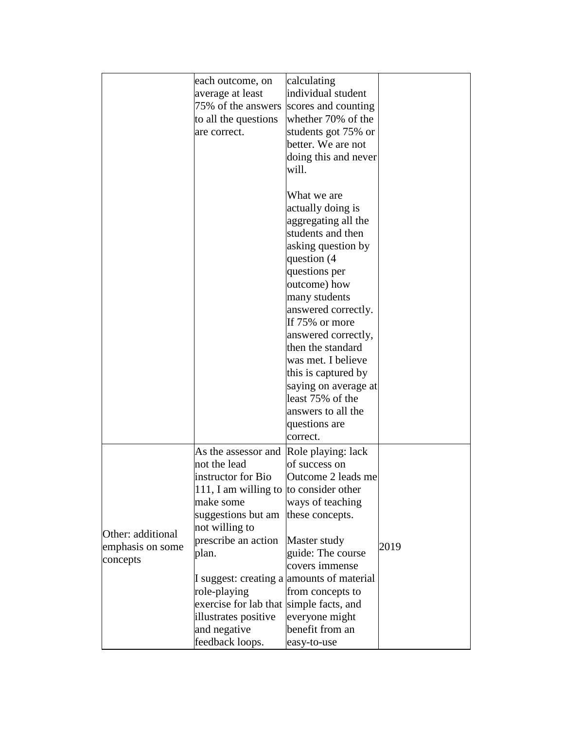| | | | |
|---|---|---|---|
| | each outcome, on average at least 75% of the answers to all the questions are correct. | calculating individual student scores and counting whether 70% of the students got 75% or better. We are not doing this and never will.<br><br>What we are actually doing is aggregating all the students and then asking question by question (4 questions per outcome) how many students answered correctly. If 75% or more answered correctly, then the standard was met. I believe this is captured by saying on average at least 75% of the answers to all the questions are correct. | |
| Other: additional emphasis on some concepts | As the assessor and not the lead instructor for Bio 111, I am willing to make some suggestions but am not willing to prescribe an action plan.<br><br>I suggest: creating a role-playing exercise for lab that illustrates positive and negative feedback loops. | Role playing: lack of success on Outcome 2 leads me to consider other ways of teaching these concepts.<br><br>Master study guide: The course covers immense amounts of material from concepts to simple facts, and everyone might benefit from an easy-to-use | 2019 |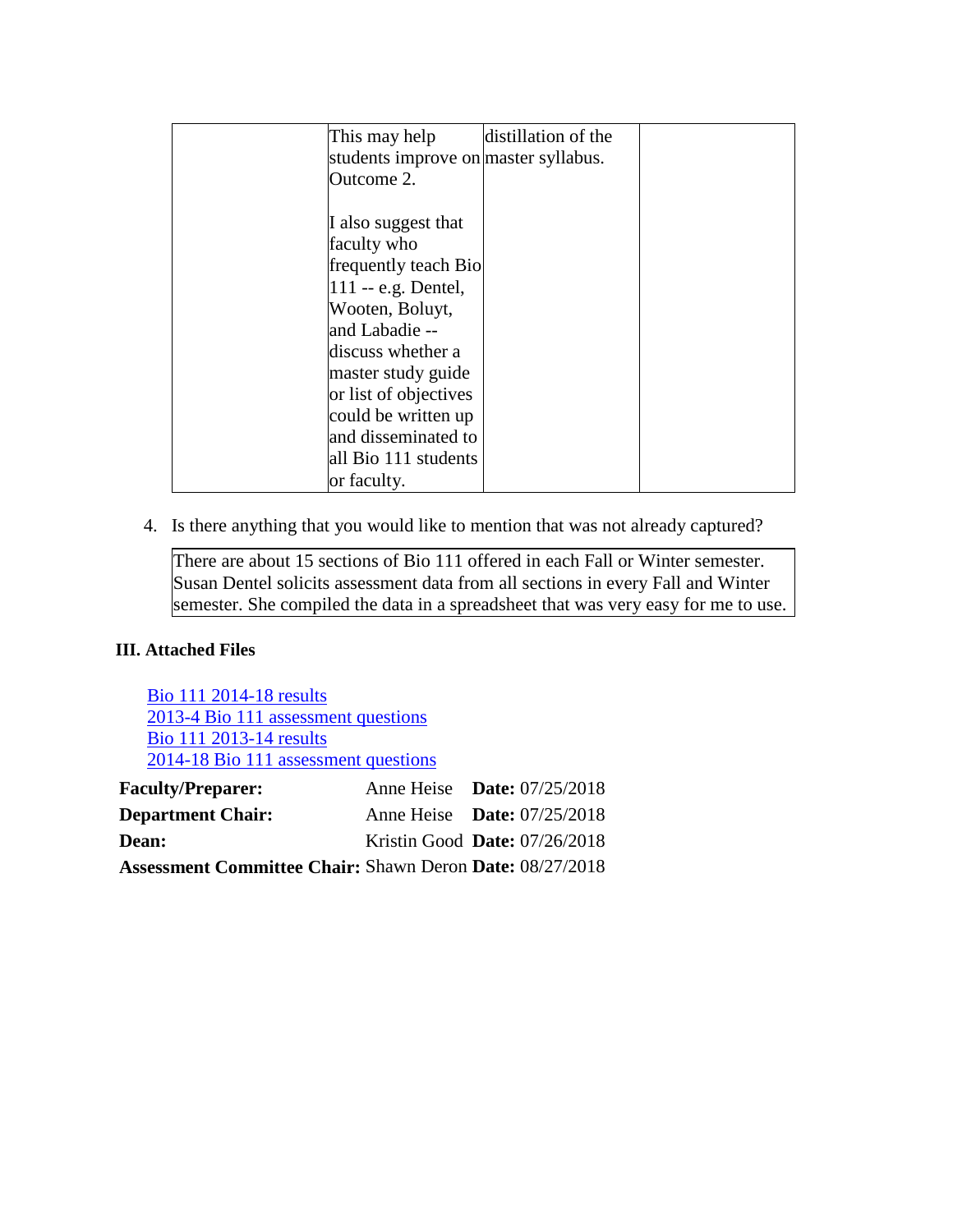| | | | |
|---|---|---|---|
| | This may help students improve on Outcome 2.<br><br>I also suggest that faculty who frequently teach Bio 111 -- e.g. Dentel, Wooten, Boluyt, and Labadie -- discuss whether a master study guide or list of objectives could be written up and disseminated to all Bio 111 students or faculty. | distillation of the master syllabus. | |

4. Is there anything that you would like to mention that was not already captured?

| |
|---|
| There are about 15 sections of Bio 111 offered in each Fall or Winter semester. Susan Dentel solicits assessment data from all sections in every Fall and Winter semester. She compiled the data in a spreadsheet that was very easy for me to use. |

### III. Attached Files

Bio 111 2014-18 results
2013-4 Bio 111 assessment questions
Bio 111 2013-14 results
2014-18 Bio 111 assessment questions

| | | |
|---|---|---|
| **Faculty/Preparer:** | Anne Heise | **Date:** 07/25/2018 |
| **Department Chair:** | Anne Heise | **Date:** 07/25/2018 |
| **Dean:** | Kristin Good | **Date:** 07/26/2018 |
| **Assessment Committee Chair:** | Shawn Deron | **Date:** 08/27/2018 |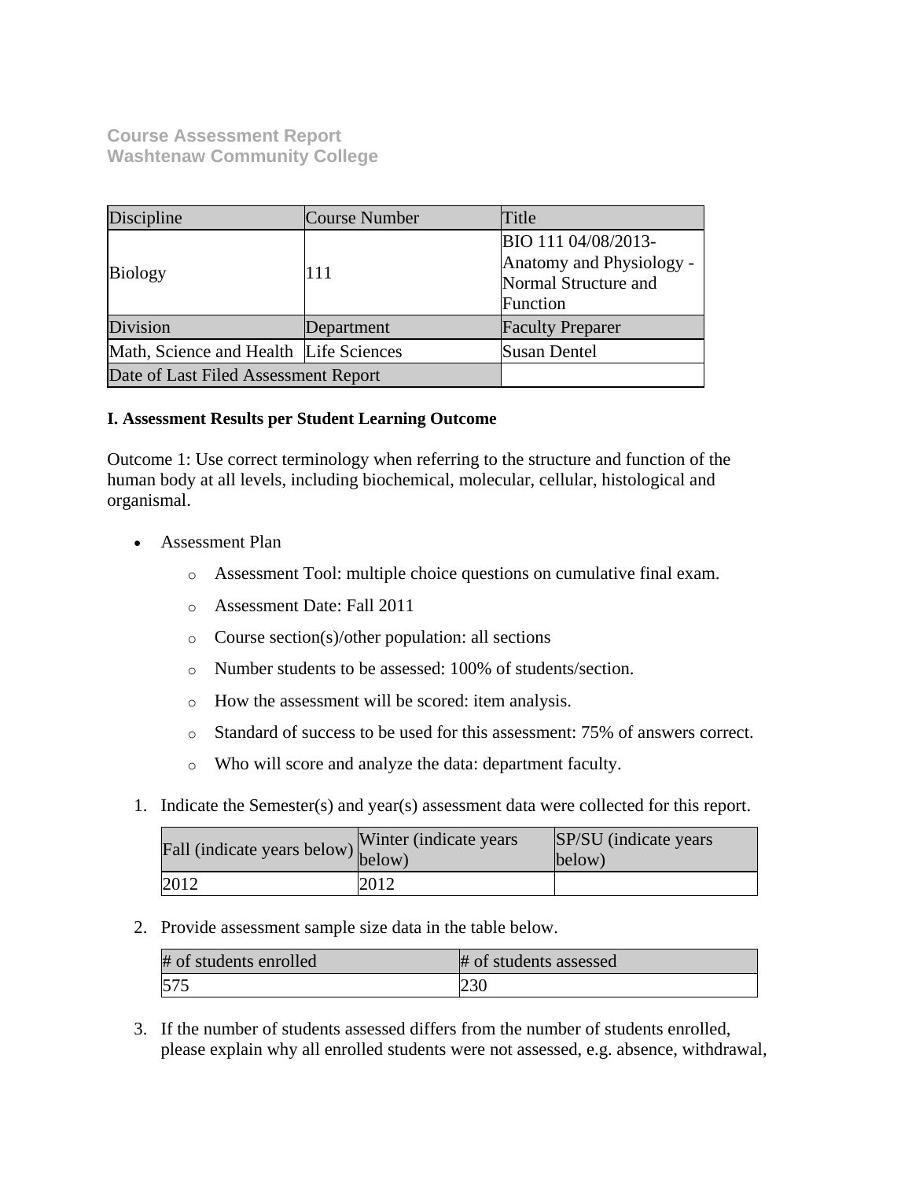**Course Assessment Report**
**Washtenaw Community College**

| Discipline | Course Number | Title |
| --- | --- | --- |
| Biology | 111 | BIO 111 04/08/2013- Anatomy and Physiology - Normal Structure and Function |
| Division | Department | Faculty Preparer |
| Math, Science and Health | Life Sciences | Susan Dentel |
| Date of Last Filed Assessment Report | | |

**I. Assessment Results per Student Learning Outcome**

Outcome 1: Use correct terminology when referring to the structure and function of the human body at all levels, including biochemical, molecular, cellular, histological and organismal.

- Assessment Plan
    - Assessment Tool: multiple choice questions on cumulative final exam.
    - Assessment Date: Fall 2011
    - Course section(s)/other population: all sections
    - Number students to be assessed: 100% of students/section.
    - How the assessment will be scored: item analysis.
    - Standard of success to be used for this assessment: 75% of answers correct.
    - Who will score and analyze the data: department faculty.

1. Indicate the Semester(s) and year(s) assessment data were collected for this report.

| Fall (indicate years below) | Winter (indicate years below) | SP/SU (indicate years below) |
| --- | --- | --- |
| 2012 | 2012 | |

2. Provide assessment sample size data in the table below.

| # of students enrolled | # of students assessed |
| --- | --- |
| 575 | 230 |

3. If the number of students assessed differs from the number of students enrolled, please explain why all enrolled students were not assessed, e.g. absence, withdrawal,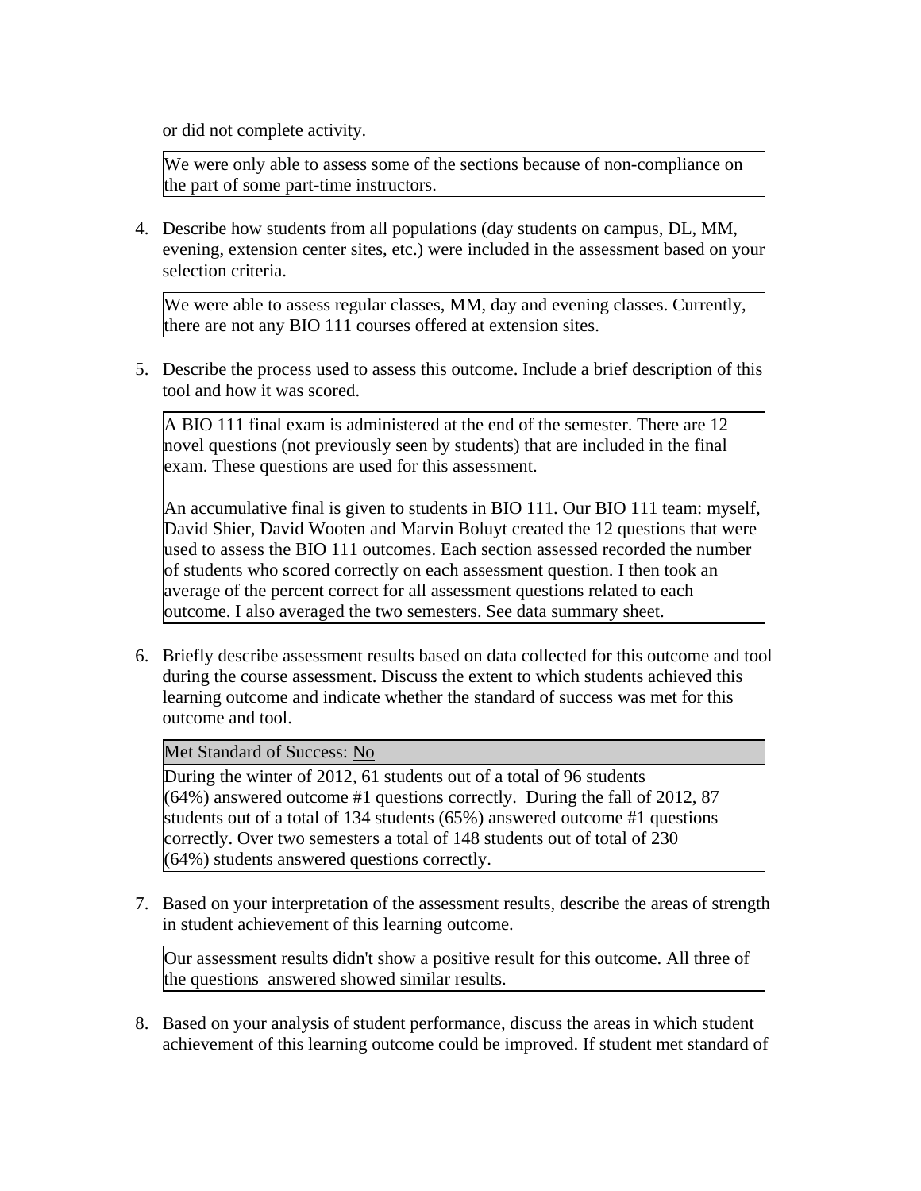or did not complete activity.

We were only able to assess some of the sections because of non-compliance on the part of some part-time instructors.

4. Describe how students from all populations (day students on campus, DL, MM, evening, extension center sites, etc.) were included in the assessment based on your selection criteria.

We were able to assess regular classes, MM, day and evening classes. Currently, there are not any BIO 111 courses offered at extension sites.

5. Describe the process used to assess this outcome. Include a brief description of this tool and how it was scored.

A BIO 111 final exam is administered at the end of the semester. There are 12 novel questions (not previously seen by students) that are included in the final exam. These questions are used for this assessment.

An accumulative final is given to students in BIO 111. Our BIO 111 team: myself, David Shier, David Wooten and Marvin Boluyt created the 12 questions that were used to assess the BIO 111 outcomes. Each section assessed recorded the number of students who scored correctly on each assessment question. I then took an average of the percent correct for all assessment questions related to each outcome. I also averaged the two semesters. See data summary sheet.

6. Briefly describe assessment results based on data collected for this outcome and tool during the course assessment. Discuss the extent to which students achieved this learning outcome and indicate whether the standard of success was met for this outcome and tool.

Met Standard of Success: No

During the winter of 2012, 61 students out of a total of 96 students (64%) answered outcome #1 questions correctly. During the fall of 2012, 87 students out of a total of 134 students (65%) answered outcome #1 questions correctly. Over two semesters a total of 148 students out of total of 230 (64%) students answered questions correctly.

7. Based on your interpretation of the assessment results, describe the areas of strength in student achievement of this learning outcome.

Our assessment results didn't show a positive result for this outcome. All three of the questions answered showed similar results.

8. Based on your analysis of student performance, discuss the areas in which student achievement of this learning outcome could be improved. If student met standard of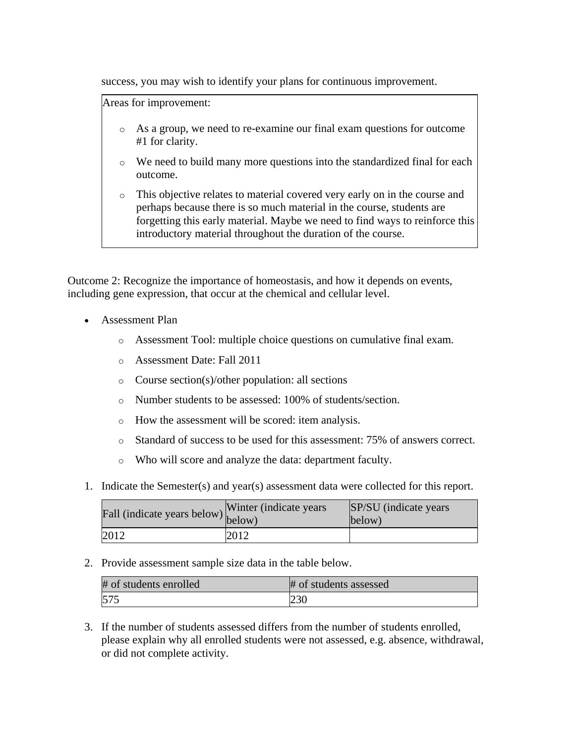success, you may wish to identify your plans for continuous improvement.

| Areas for improvement: |
| --- |
| ◦ As a group, we need to re-examine our final exam questions for outcome #1 for clarity.<br>◦ We need to build many more questions into the standardized final for each outcome.<br>◦ This objective relates to material covered very early on in the course and perhaps because there is so much material in the course, students are forgetting this early material. Maybe we need to find ways to reinforce this introductory material throughout the duration of the course. |

Outcome 2: Recognize the importance of homeostasis, and how it depends on events, including gene expression, that occur at the chemical and cellular level.

- Assessment Plan
  - Assessment Tool: multiple choice questions on cumulative final exam.
  - Assessment Date: Fall 2011
  - Course section(s)/other population: all sections
  - Number students to be assessed: 100% of students/section.
  - How the assessment will be scored: item analysis.
  - Standard of success to be used for this assessment: 75% of answers correct.
  - Who will score and analyze the data: department faculty.

1. Indicate the Semester(s) and year(s) assessment data were collected for this report.

| Fall (indicate years below) | Winter (indicate years below) | SP/SU (indicate years below) |
| --- | --- | --- |
| 2012 | 2012 | |

2. Provide assessment sample size data in the table below.

| # of students enrolled | # of students assessed |
| --- | --- |
| 575 | 230 |

3. If the number of students assessed differs from the number of students enrolled, please explain why all enrolled students were not assessed, e.g. absence, withdrawal, or did not complete activity.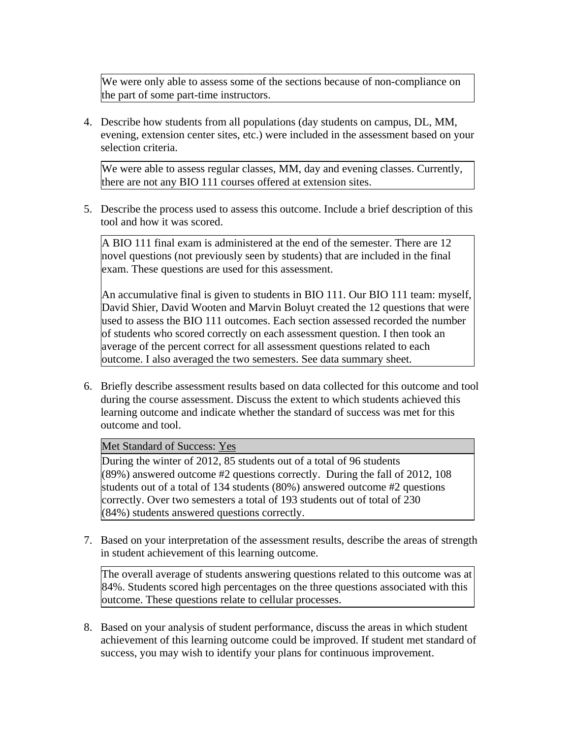We were only able to assess some of the sections because of non-compliance on the part of some part-time instructors.

4. Describe how students from all populations (day students on campus, DL, MM, evening, extension center sites, etc.) were included in the assessment based on your selection criteria.

We were able to assess regular classes, MM, day and evening classes. Currently, there are not any BIO 111 courses offered at extension sites.

5. Describe the process used to assess this outcome. Include a brief description of this tool and how it was scored.

A BIO 111 final exam is administered at the end of the semester. There are 12 novel questions (not previously seen by students) that are included in the final exam. These questions are used for this assessment.

An accumulative final is given to students in BIO 111. Our BIO 111 team: myself, David Shier, David Wooten and Marvin Boluyt created the 12 questions that were used to assess the BIO 111 outcomes. Each section assessed recorded the number of students who scored correctly on each assessment question. I then took an average of the percent correct for all assessment questions related to each outcome. I also averaged the two semesters. See data summary sheet.

6. Briefly describe assessment results based on data collected for this outcome and tool during the course assessment. Discuss the extent to which students achieved this learning outcome and indicate whether the standard of success was met for this outcome and tool.

Met Standard of Success: Yes

During the winter of 2012, 85 students out of a total of 96 students (89%) answered outcome #2 questions correctly. During the fall of 2012, 108 students out of a total of 134 students (80%) answered outcome #2 questions correctly. Over two semesters a total of 193 students out of total of 230 (84%) students answered questions correctly.

7. Based on your interpretation of the assessment results, describe the areas of strength in student achievement of this learning outcome.

The overall average of students answering questions related to this outcome was at 84%. Students scored high percentages on the three questions associated with this outcome. These questions relate to cellular processes.

8. Based on your analysis of student performance, discuss the areas in which student achievement of this learning outcome could be improved. If student met standard of success, you may wish to identify your plans for continuous improvement.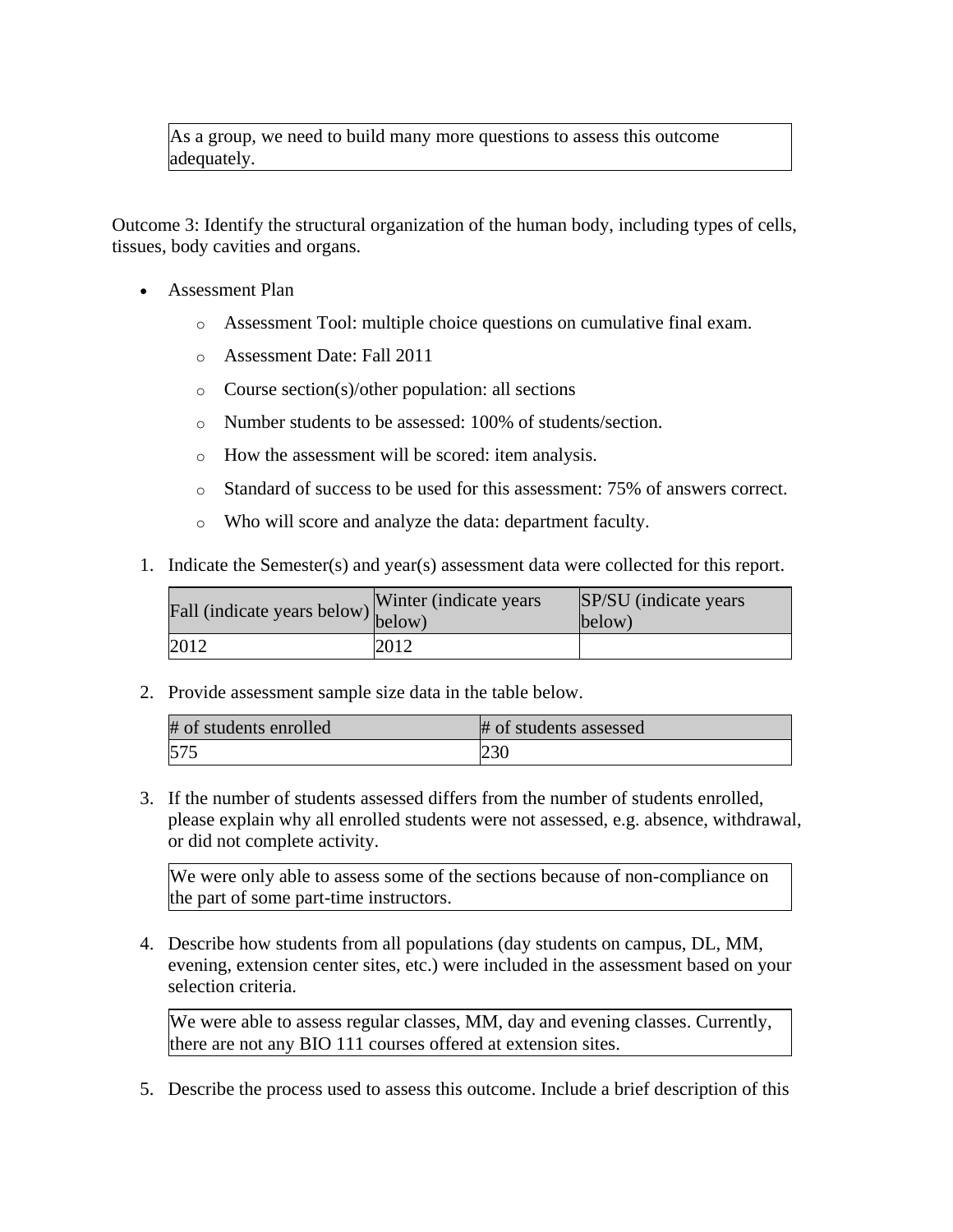As a group, we need to build many more questions to assess this outcome adequately.

Outcome 3: Identify the structural organization of the human body, including types of cells, tissues, body cavities and organs.

- Assessment Plan
  - Assessment Tool: multiple choice questions on cumulative final exam.
  - Assessment Date: Fall 2011
  - Course section(s)/other population: all sections
  - Number students to be assessed: 100% of students/section.
  - How the assessment will be scored: item analysis.
  - Standard of success to be used for this assessment: 75% of answers correct.
  - Who will score and analyze the data: department faculty.

1. Indicate the Semester(s) and year(s) assessment data were collected for this report.

| Fall (indicate years below) | Winter (indicate years below) | SP/SU (indicate years below) |
| --- | --- | --- |
| 2012 | 2012 | |

2. Provide assessment sample size data in the table below.

| # of students enrolled | # of students assessed |
| --- | --- |
| 575 | 230 |

3. If the number of students assessed differs from the number of students enrolled, please explain why all enrolled students were not assessed, e.g. absence, withdrawal, or did not complete activity.

We were only able to assess some of the sections because of non-compliance on the part of some part-time instructors.

4. Describe how students from all populations (day students on campus, DL, MM, evening, extension center sites, etc.) were included in the assessment based on your selection criteria.

We were able to assess regular classes, MM, day and evening classes. Currently, there are not any BIO 111 courses offered at extension sites.

5. Describe the process used to assess this outcome. Include a brief description of this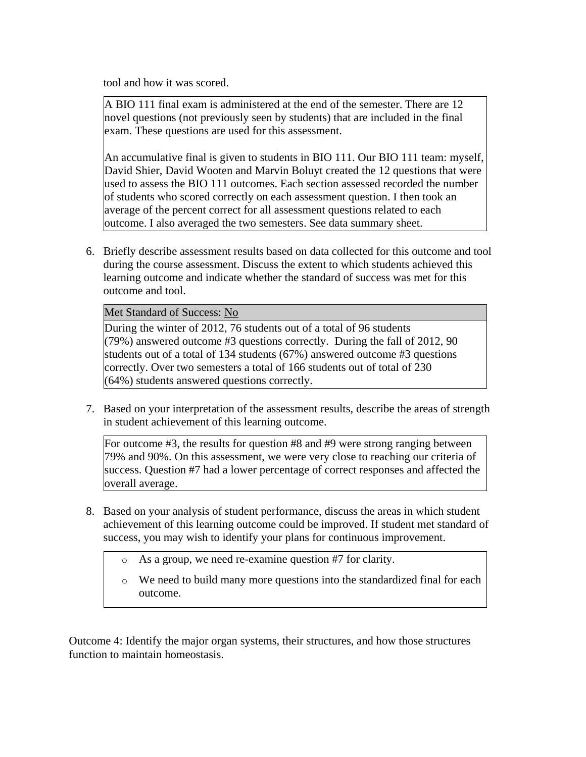tool and how it was scored.

A BIO 111 final exam is administered at the end of the semester. There are 12 novel questions (not previously seen by students) that are included in the final exam. These questions are used for this assessment.

An accumulative final is given to students in BIO 111. Our BIO 111 team: myself, David Shier, David Wooten and Marvin Boluyt created the 12 questions that were used to assess the BIO 111 outcomes. Each section assessed recorded the number of students who scored correctly on each assessment question. I then took an average of the percent correct for all assessment questions related to each outcome. I also averaged the two semesters. See data summary sheet.

6. Briefly describe assessment results based on data collected for this outcome and tool during the course assessment. Discuss the extent to which students achieved this learning outcome and indicate whether the standard of success was met for this outcome and tool.

| Met Standard of Success: No |
|---|
| During the winter of 2012, 76 students out of a total of 96 students (79%) answered outcome #3 questions correctly. During the fall of 2012, 90 students out of a total of 134 students (67%) answered outcome #3 questions correctly. Over two semesters a total of 166 students out of total of 230 (64%) students answered questions correctly. |

7. Based on your interpretation of the assessment results, describe the areas of strength in student achievement of this learning outcome.

For outcome #3, the results for question #8 and #9 were strong ranging between 79% and 90%. On this assessment, we were very close to reaching our criteria of success. Question #7 had a lower percentage of correct responses and affected the overall average.

8. Based on your analysis of student performance, discuss the areas in which student achievement of this learning outcome could be improved. If student met standard of success, you may wish to identify your plans for continuous improvement.

   - As a group, we need re-examine question #7 for clarity.
   - We need to build many more questions into the standardized final for each outcome.

Outcome 4: Identify the major organ systems, their structures, and how those structures function to maintain homeostasis.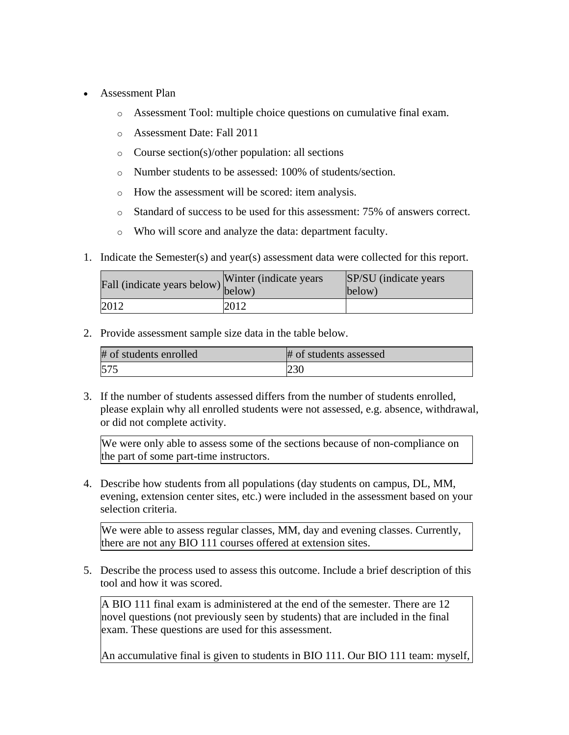- Assessment Plan
  - Assessment Tool: multiple choice questions on cumulative final exam.
  - Assessment Date: Fall 2011
  - Course section(s)/other population: all sections
  - Number students to be assessed: 100% of students/section.
  - How the assessment will be scored: item analysis.
  - Standard of success to be used for this assessment: 75% of answers correct.
  - Who will score and analyze the data: department faculty.

1. Indicate the Semester(s) and year(s) assessment data were collected for this report.

| Fall (indicate years below) | Winter (indicate years below) | SP/SU (indicate years below) |
|---|---|---|
| 2012 | 2012 | |

2. Provide assessment sample size data in the table below.

| # of students enrolled | # of students assessed |
|---|---|
| 575 | 230 |

3. If the number of students assessed differs from the number of students enrolled, please explain why all enrolled students were not assessed, e.g. absence, withdrawal, or did not complete activity.

We were only able to assess some of the sections because of non-compliance on the part of some part-time instructors.

4. Describe how students from all populations (day students on campus, DL, MM, evening, extension center sites, etc.) were included in the assessment based on your selection criteria.

We were able to assess regular classes, MM, day and evening classes. Currently, there are not any BIO 111 courses offered at extension sites.

5. Describe the process used to assess this outcome. Include a brief description of this tool and how it was scored.

A BIO 111 final exam is administered at the end of the semester. There are 12 novel questions (not previously seen by students) that are included in the final exam. These questions are used for this assessment.

An accumulative final is given to students in BIO 111. Our BIO 111 team: myself,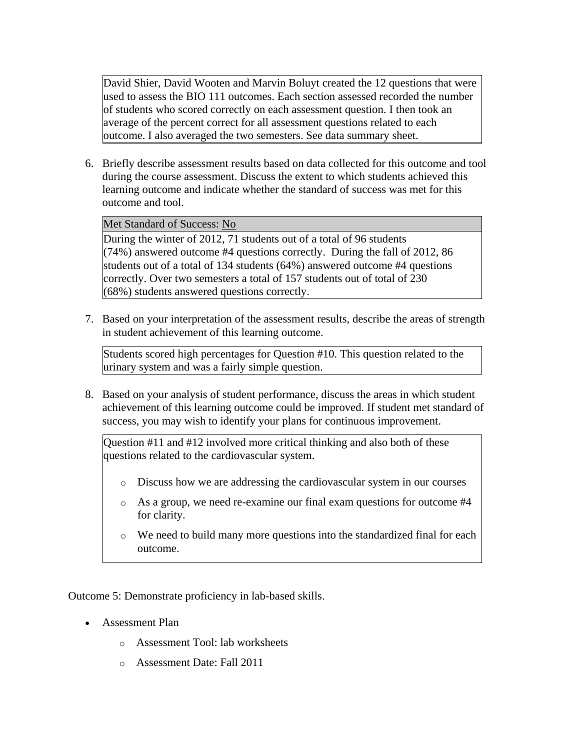David Shier, David Wooten and Marvin Boluyt created the 12 questions that were used to assess the BIO 111 outcomes. Each section assessed recorded the number of students who scored correctly on each assessment question. I then took an average of the percent correct for all assessment questions related to each outcome. I also averaged the two semesters. See data summary sheet.

6. Briefly describe assessment results based on data collected for this outcome and tool during the course assessment. Discuss the extent to which students achieved this learning outcome and indicate whether the standard of success was met for this outcome and tool.

Met Standard of Success: No

During the winter of 2012, 71 students out of a total of 96 students (74%) answered outcome #4 questions correctly. During the fall of 2012, 86 students out of a total of 134 students (64%) answered outcome #4 questions correctly. Over two semesters a total of 157 students out of total of 230 (68%) students answered questions correctly.

7. Based on your interpretation of the assessment results, describe the areas of strength in student achievement of this learning outcome.

Students scored high percentages for Question #10. This question related to the urinary system and was a fairly simple question.

8. Based on your analysis of student performance, discuss the areas in which student achievement of this learning outcome could be improved. If student met standard of success, you may wish to identify your plans for continuous improvement.

Question #11 and #12 involved more critical thinking and also both of these questions related to the cardiovascular system.

- Discuss how we are addressing the cardiovascular system in our courses
- As a group, we need re-examine our final exam questions for outcome #4 for clarity.
- We need to build many more questions into the standardized final for each outcome.

Outcome 5: Demonstrate proficiency in lab-based skills.

- Assessment Plan
  - Assessment Tool: lab worksheets
  - Assessment Date: Fall 2011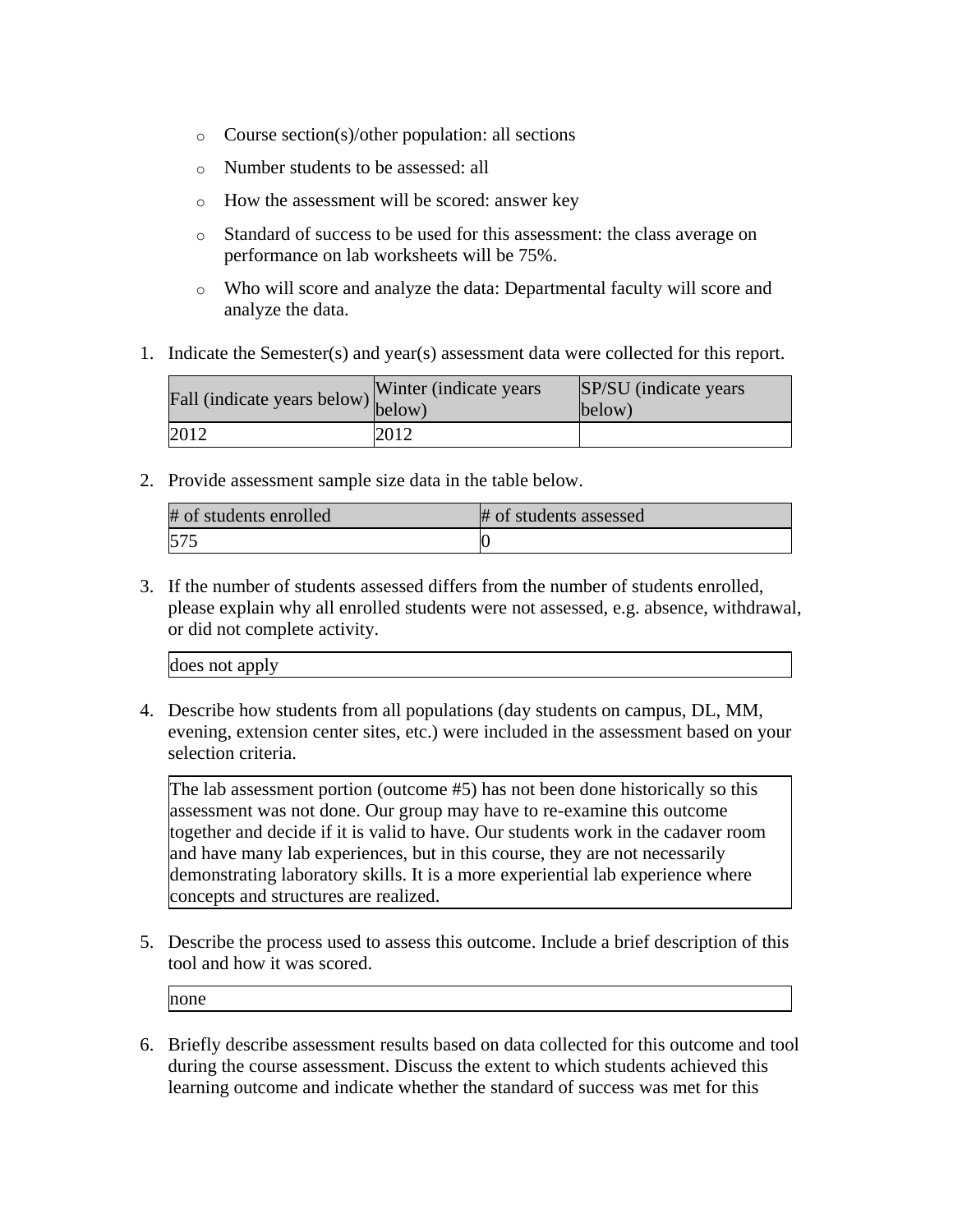- Course section(s)/other population: all sections
- Number students to be assessed: all
- How the assessment will be scored: answer key
- Standard of success to be used for this assessment: the class average on performance on lab worksheets will be 75%.
- Who will score and analyze the data: Departmental faculty will score and analyze the data.

1. Indicate the Semester(s) and year(s) assessment data were collected for this report.

| Fall (indicate years below) | Winter (indicate years below) | SP/SU (indicate years below) |
|---|---|---|
| 2012 | 2012 | |

2. Provide assessment sample size data in the table below.

| # of students enrolled | # of students assessed |
|---|---|
| 575 | 0 |

3. If the number of students assessed differs from the number of students enrolled, please explain why all enrolled students were not assessed, e.g. absence, withdrawal, or did not complete activity.

| does not apply |
|---|

4. Describe how students from all populations (day students on campus, DL, MM, evening, extension center sites, etc.) were included in the assessment based on your selection criteria.

| The lab assessment portion (outcome #5) has not been done historically so this assessment was not done. Our group may have to re-examine this outcome together and decide if it is valid to have. Our students work in the cadaver room and have many lab experiences, but in this course, they are not necessarily demonstrating laboratory skills. It is a more experiential lab experience where concepts and structures are realized. |
|---|

5. Describe the process used to assess this outcome. Include a brief description of this tool and how it was scored.

| none |
|---|

6. Briefly describe assessment results based on data collected for this outcome and tool during the course assessment. Discuss the extent to which students achieved this learning outcome and indicate whether the standard of success was met for this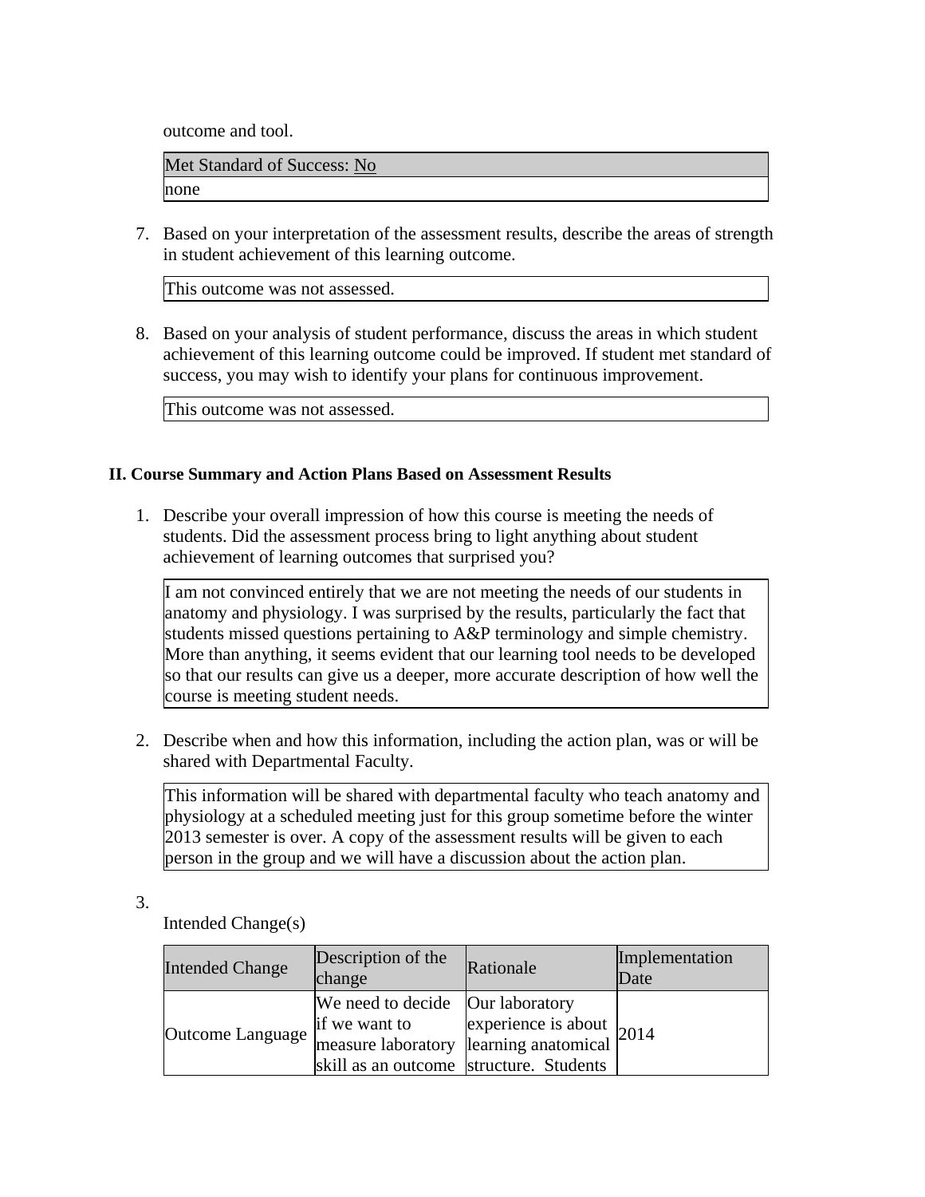outcome and tool.

| Met Standard of Success: No |
| --- |
| none |

7. Based on your interpretation of the assessment results, describe the areas of strength in student achievement of this learning outcome.

| This outcome was not assessed. |
| --- |

8. Based on your analysis of student performance, discuss the areas in which student achievement of this learning outcome could be improved. If student met standard of success, you may wish to identify your plans for continuous improvement.

| This outcome was not assessed. |
| --- |

### II. Course Summary and Action Plans Based on Assessment Results

1. Describe your overall impression of how this course is meeting the needs of students. Did the assessment process bring to light anything about student achievement of learning outcomes that surprised you?

| I am not convinced entirely that we are not meeting the needs of our students in anatomy and physiology. I was surprised by the results, particularly the fact that students missed questions pertaining to A&P terminology and simple chemistry. More than anything, it seems evident that our learning tool needs to be developed so that our results can give us a deeper, more accurate description of how well the course is meeting student needs. |
| --- |

2. Describe when and how this information, including the action plan, was or will be shared with Departmental Faculty.

| This information will be shared with departmental faculty who teach anatomy and physiology at a scheduled meeting just for this group sometime before the winter 2013 semester is over. A copy of the assessment results will be given to each person in the group and we will have a discussion about the action plan. |
| --- |

3.

Intended Change(s)

| Intended Change | Description of the change | Rationale | Implementation Date |
| --- | --- | --- | --- |
| Outcome Language | We need to decide if we want to measure laboratory skill as an outcome | Our laboratory experience is about learning anatomical structure. Students | 2014 |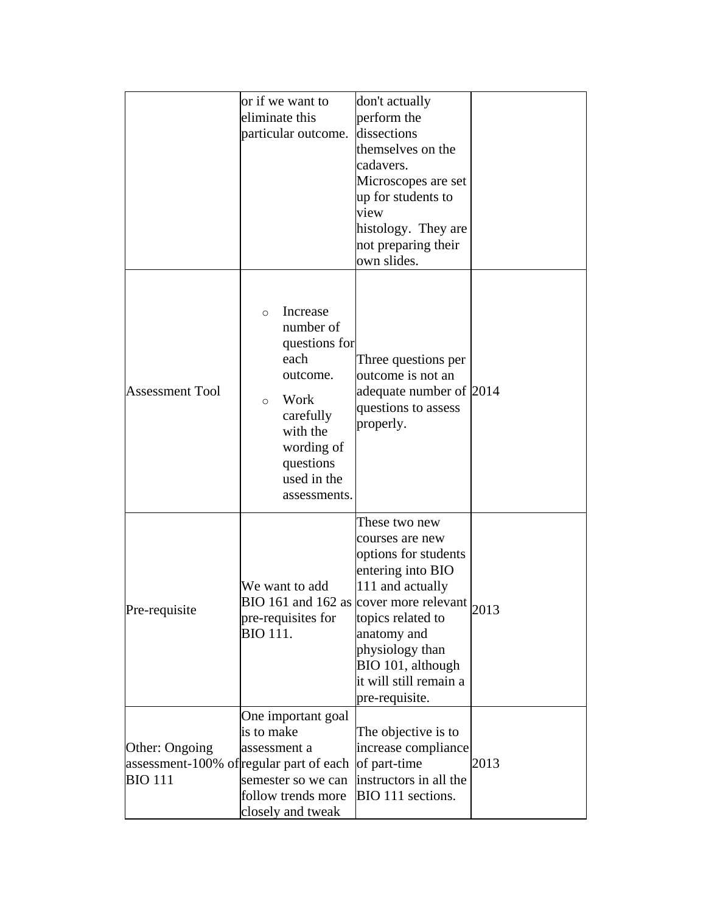| | | | |
|---|---|---|---|
| | or if we want to eliminate this particular outcome. | don't actually perform the dissections themselves on the cadavers. Microscopes are set up for students to view histology. They are not preparing their own slides. | |
| Assessment Tool | ○ Increase number of questions for each outcome. ○ Work carefully with the wording of questions used in the assessments. | Three questions per outcome is not an adequate number of questions to assess properly. | 2014 |
| Pre-requisite | We want to add BIO 161 and 162 as pre-requisites for BIO 111. | These two new courses are new options for students entering into BIO 111 and actually cover more relevant topics related to anatomy and physiology than BIO 101, although it will still remain a pre-requisite. | 2013 |
| Other: Ongoing assessment-100% of BIO 111 | One important goal is to make assessment a regular part of each semester so we can follow trends more closely and tweak | The objective is to increase compliance of part-time instructors in all the BIO 111 sections. | 2013 |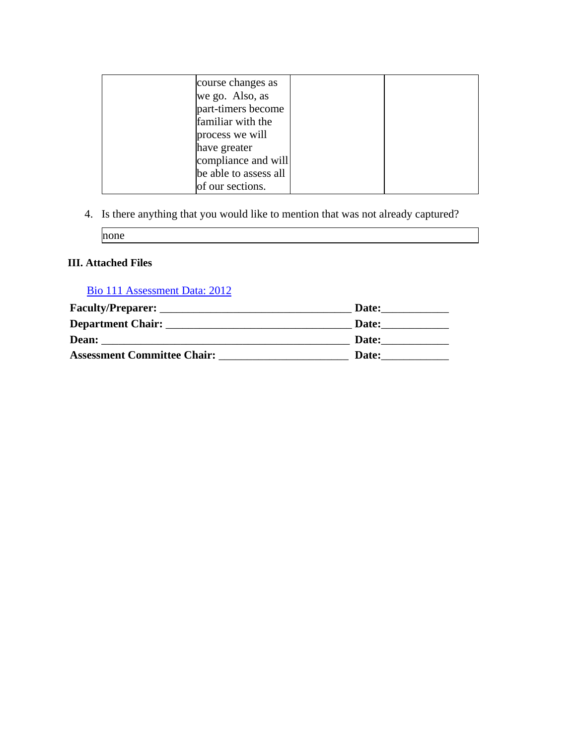|  | course changes as we go. Also, as part-timers become familiar with the process we will have greater compliance and will be able to assess all of our sections. |  |  |
|---|---|---|---|

4. Is there anything that you would like to mention that was not already captured?

| none |
|---|

**III. Attached Files**

Bio 111 Assessment Data: 2012

**Faculty/Preparer:** ________________________________ **Date:**____________

**Department Chair:** _______________________________ **Date:**____________

**Dean:** ___________________________________________ **Date:**____________

**Assessment Committee Chair:** _____________________ **Date:**____________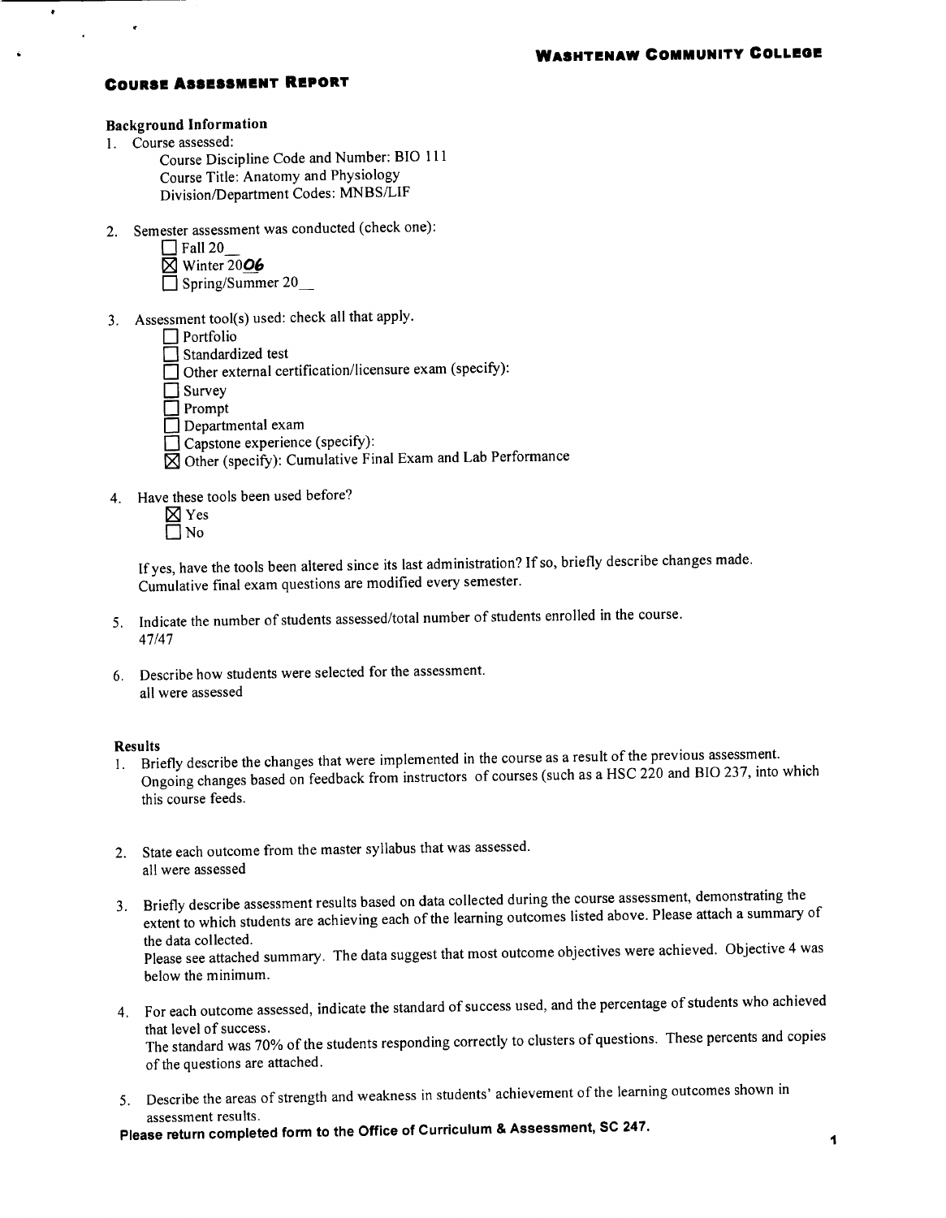**WASHTENAW COMMUNITY COLLEGE**

## COURSE ASSESSMENT REPORT

### Background Information

1. Course assessed:
   Course Discipline Code and Number: BIO 111
   Course Title: Anatomy and Physiology
   Division/Department Codes: MNBS/LIF

2. Semester assessment was conducted (check one):
   - ☐ Fall 20__
   - ☒ Winter 2006
   - ☐ Spring/Summer 20__

3. Assessment tool(s) used: check all that apply.
   - ☐ Portfolio
   - ☐ Standardized test
   - ☐ Other external certification/licensure exam (specify):
   - ☐ Survey
   - ☐ Prompt
   - ☐ Departmental exam
   - ☐ Capstone experience (specify):
   - ☒ Other (specify): Cumulative Final Exam and Lab Performance

4. Have these tools been used before?
   - ☒ Yes
   - ☐ No

   If yes, have the tools been altered since its last administration? If so, briefly describe changes made.
   Cumulative final exam questions are modified every semester.

5. Indicate the number of students assessed/total number of students enrolled in the course.
   47/47

6. Describe how students were selected for the assessment.
   all were assessed

### Results

1. Briefly describe the changes that were implemented in the course as a result of the previous assessment.
   Ongoing changes based on feedback from instructors of courses (such as a HSC 220 and BIO 237, into which this course feeds.

2. State each outcome from the master syllabus that was assessed.
   all were assessed

3. Briefly describe assessment results based on data collected during the course assessment, demonstrating the extent to which students are achieving each of the learning outcomes listed above. Please attach a summary of the data collected.
   Please see attached summary. The data suggest that most outcome objectives were achieved. Objective 4 was below the minimum.

4. For each outcome assessed, indicate the standard of success used, and the percentage of students who achieved that level of success.
   The standard was 70% of the students responding correctly to clusters of questions. These percents and copies of the questions are attached.

5. Describe the areas of strength and weakness in students' achievement of the learning outcomes shown in assessment results.

**Please return completed form to the Office of Curriculum & Assessment, SC 247.**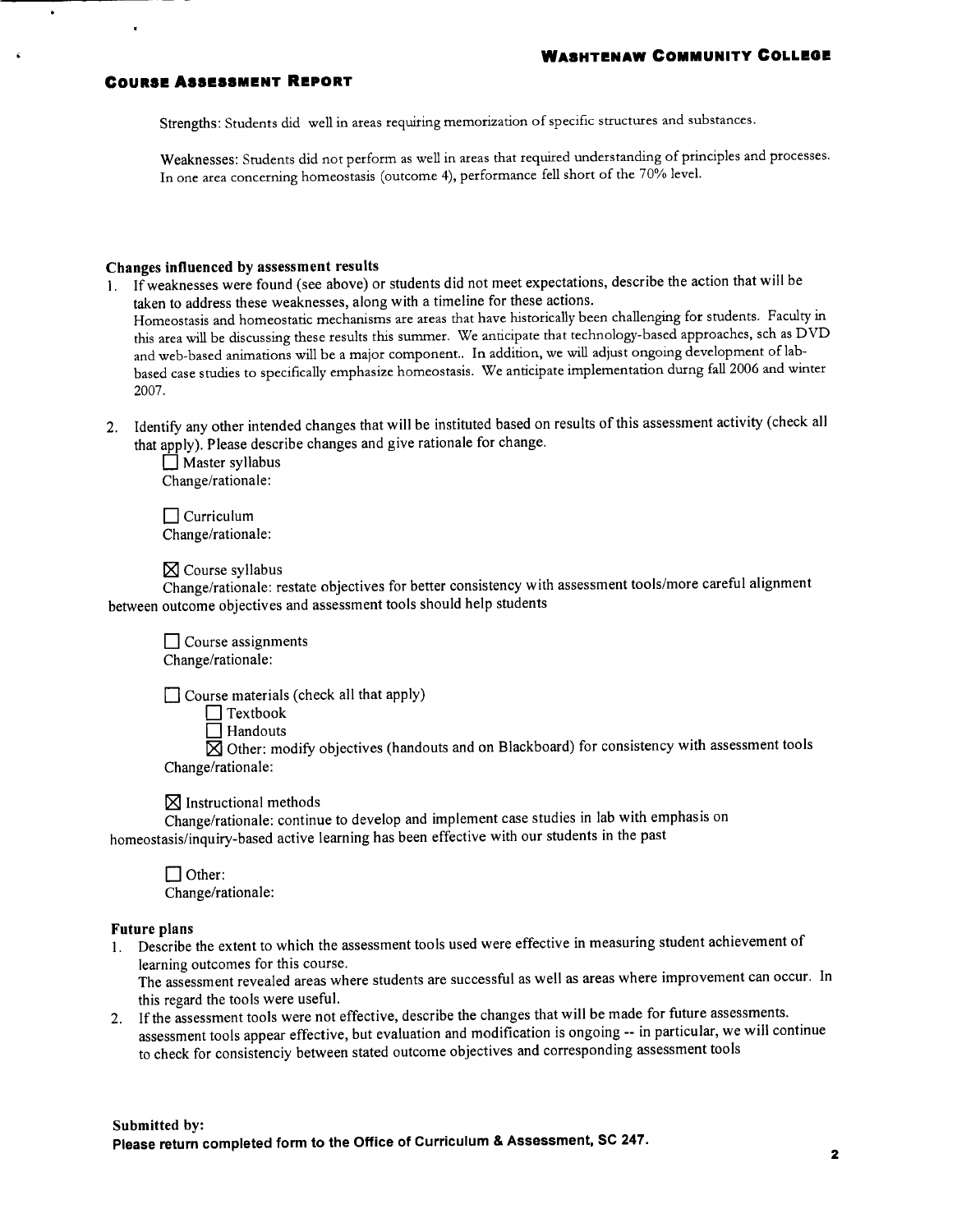Strengths: Students did well in areas requiring memorization of specific structures and substances.

Weaknesses: Students did not perform as well in areas that required understanding of principles and processes. In one area concerning homeostasis (outcome 4), performance fell short of the 70% level.

**Changes influenced by assessment results**

1. If weaknesses were found (see above) or students did not meet expectations, describe the action that will be taken to address these weaknesses, along with a timeline for these actions.
   Homeostasis and homeostatic mechanisms are areas that have historically been challenging for students. Faculty in this area will be discussing these results this summer. We anticipate that technology-based approaches, sch as DVD and web-based animations will be a major component.. In addition, we will adjust ongoing development of lab-based case studies to specifically emphasize homeostasis. We anticipate implementation durng fall 2006 and winter 2007.

2. Identify any other intended changes that will be instituted based on results of this assessment activity (check all that apply). Please describe changes and give rationale for change.

   ☐ Master syllabus
   Change/rationale:

   ☐ Curriculum
   Change/rationale:

   ☒ Course syllabus
   Change/rationale: restate objectives for better consistency with assessment tools/more careful alignment between outcome objectives and assessment tools should help students

   ☐ Course assignments
   Change/rationale:

   ☐ Course materials (check all that apply)
   - ☐ Textbook
   - ☐ Handouts
   - ☒ Other: modify objectives (handouts and on Blackboard) for consistency with assessment tools

   Change/rationale:

   ☒ Instructional methods
   Change/rationale: continue to develop and implement case studies in lab with emphasis on homeostasis/inquiry-based active learning has been effective with our students in the past

   ☐ Other:
   Change/rationale:

**Future plans**

1. Describe the extent to which the assessment tools used were effective in measuring student achievement of learning outcomes for this course.
   The assessment revealed areas where students are successful as well as areas where improvement can occur. In this regard the tools were useful.
2. If the assessment tools were not effective, describe the changes that will be made for future assessments.
   assessment tools appear effective, but evaluation and modification is ongoing -- in particular, we will continue to check for consistenciy between stated outcome objectives and corresponding assessment tools

**Submitted by:**

**Please return completed form to the Office of Curriculum & Assessment, SC 247.**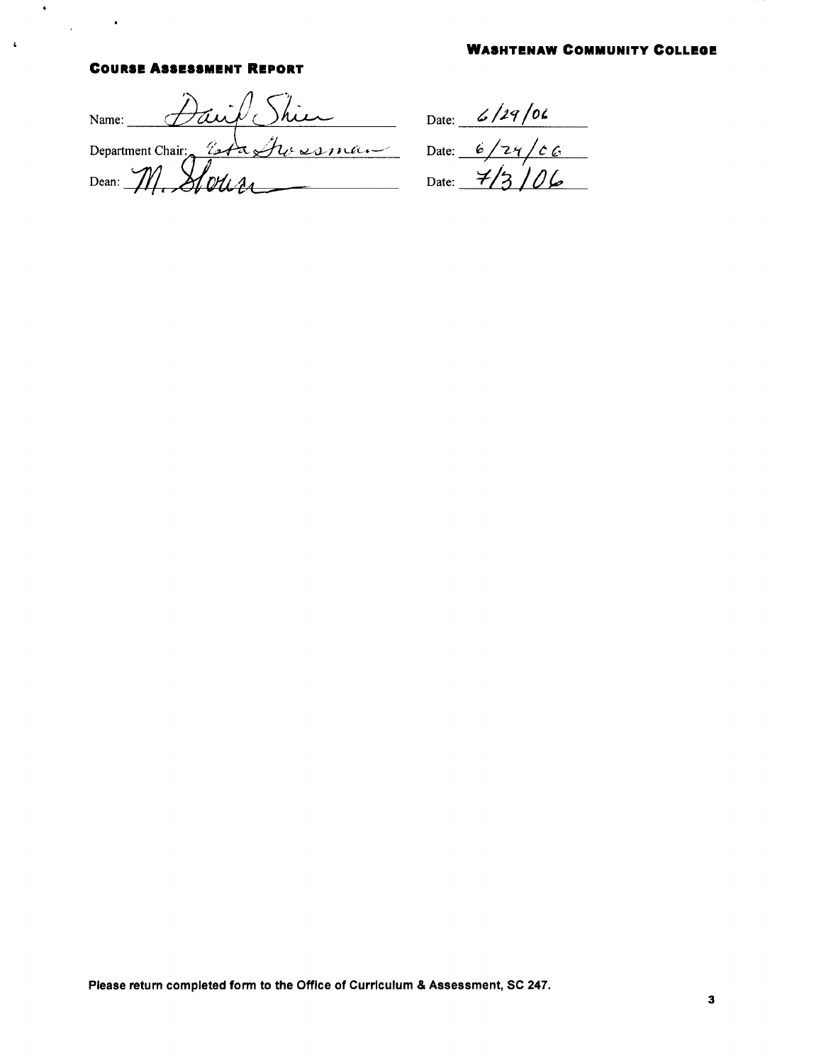**WASHTENAW COMMUNITY COLLEGE**

**COURSE ASSESSMENT REPORT**

Name: David Shier    Date: 6/29/06

Department Chair: Rita Fossman    Date: 6/29/06

Dean: M. Stowers    Date: 7/3/06

**Please return completed form to the Office of Curriculum & Assessment, SC 247.**